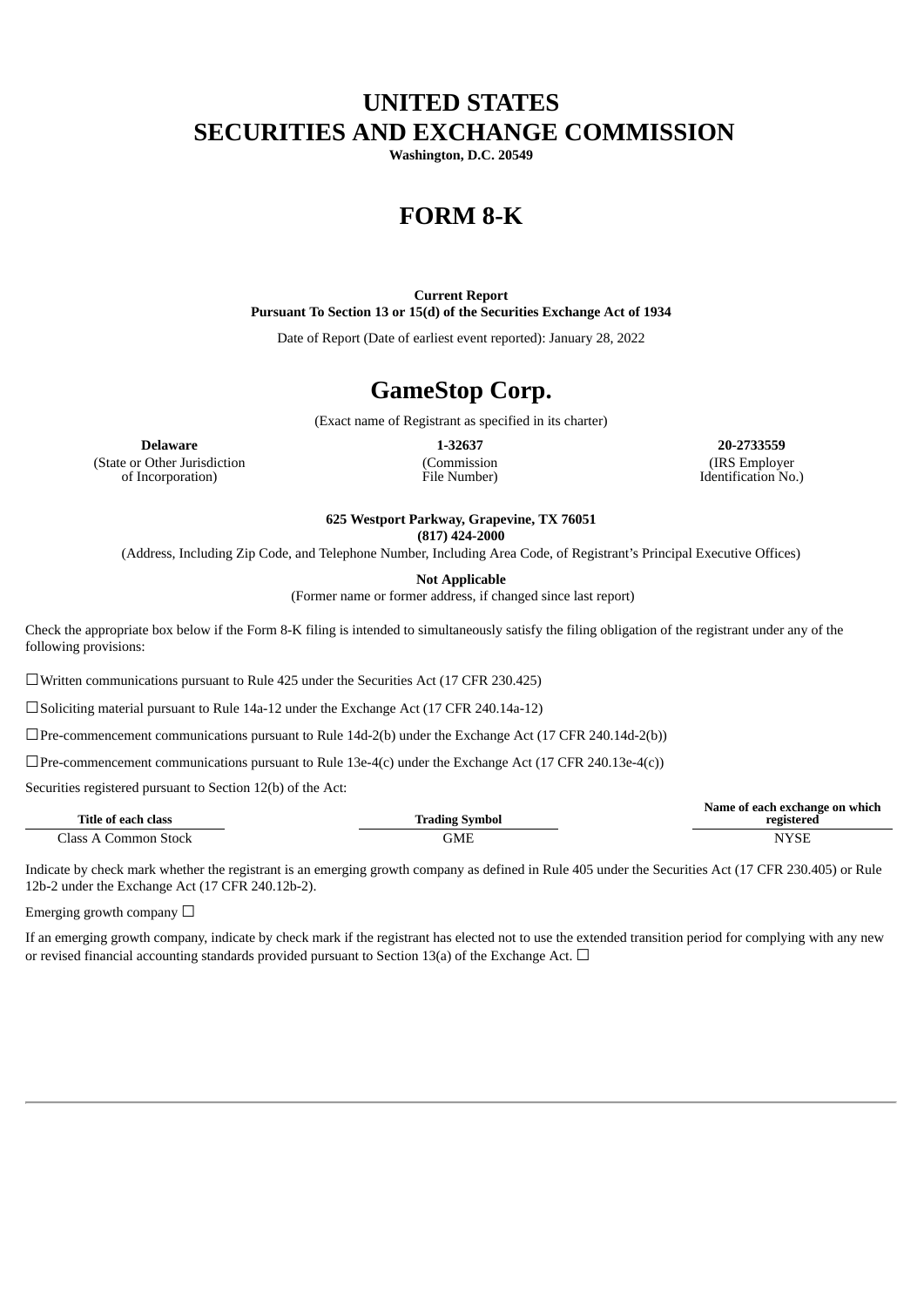# UNITED STATES
# SECURITIES AND EXCHANGE COMMISSION

**Washington, D.C. 20549**

# FORM 8-K

**Current Report**
**Pursuant To Section 13 or 15(d) of the Securities Exchange Act of 1934**

Date of Report (Date of earliest event reported): January 28, 2022

# GameStop Corp.

(Exact name of Registrant as specified in its charter)

| **Delaware** | **1-32637** | **20-2733559** |
|---|---|---|
| (State or Other Jurisdiction of Incorporation) | (Commission File Number) | (IRS Employer Identification No.) |

**625 Westport Parkway, Grapevine, TX 76051**
**(817) 424-2000**
(Address, Including Zip Code, and Telephone Number, Including Area Code, of Registrant's Principal Executive Offices)

**Not Applicable**
(Former name or former address, if changed since last report)

Check the appropriate box below if the Form 8-K filing is intended to simultaneously satisfy the filing obligation of the registrant under any of the following provisions:

☐Written communications pursuant to Rule 425 under the Securities Act (17 CFR 230.425)

☐Soliciting material pursuant to Rule 14a-12 under the Exchange Act (17 CFR 240.14a-12)

☐Pre-commencement communications pursuant to Rule 14d-2(b) under the Exchange Act (17 CFR 240.14d-2(b))

☐Pre-commencement communications pursuant to Rule 13e-4(c) under the Exchange Act (17 CFR 240.13e-4(c))

Securities registered pursuant to Section 12(b) of the Act:

| Title of each class | Trading Symbol | Name of each exchange on which registered |
|---|---|---|
| Class A Common Stock | GME | NYSE |

Indicate by check mark whether the registrant is an emerging growth company as defined in Rule 405 under the Securities Act (17 CFR 230.405) or Rule 12b-2 under the Exchange Act (17 CFR 240.12b-2).

Emerging growth company ☐

If an emerging growth company, indicate by check mark if the registrant has elected not to use the extended transition period for complying with any new or revised financial accounting standards provided pursuant to Section 13(a) of the Exchange Act. ☐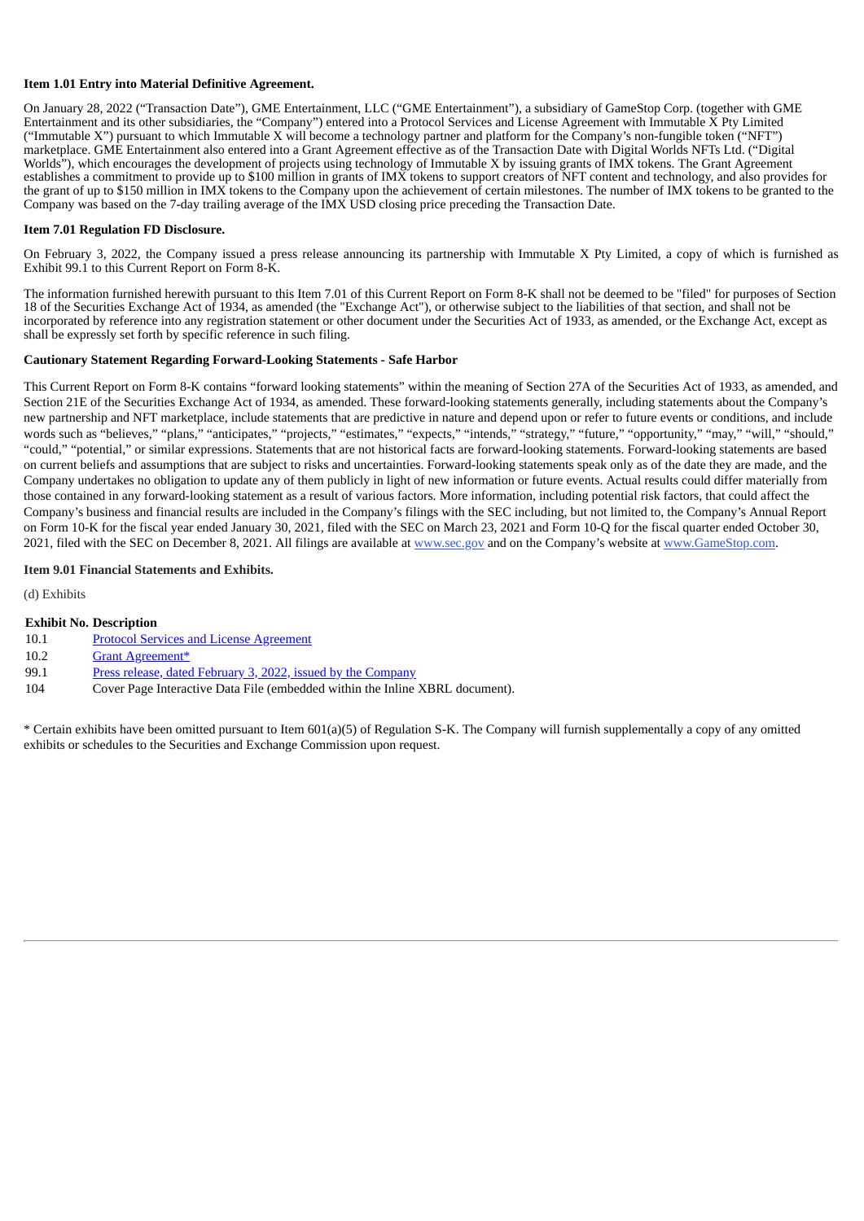**Item 1.01 Entry into Material Definitive Agreement.**

On January 28, 2022 ("Transaction Date"), GME Entertainment, LLC ("GME Entertainment"), a subsidiary of GameStop Corp. (together with GME Entertainment and its other subsidiaries, the "Company") entered into a Protocol Services and License Agreement with Immutable X Pty Limited ("Immutable X") pursuant to which Immutable X will become a technology partner and platform for the Company's non-fungible token ("NFT") marketplace. GME Entertainment also entered into a Grant Agreement effective as of the Transaction Date with Digital Worlds NFTs Ltd. ("Digital Worlds"), which encourages the development of projects using technology of Immutable X by issuing grants of IMX tokens. The Grant Agreement establishes a commitment to provide up to $100 million in grants of IMX tokens to support creators of NFT content and technology, and also provides for the grant of up to $150 million in IMX tokens to the Company upon the achievement of certain milestones. The number of IMX tokens to be granted to the Company was based on the 7-day trailing average of the IMX USD closing price preceding the Transaction Date.

**Item 7.01 Regulation FD Disclosure.**

On February 3, 2022, the Company issued a press release announcing its partnership with Immutable X Pty Limited, a copy of which is furnished as Exhibit 99.1 to this Current Report on Form 8-K.

The information furnished herewith pursuant to this Item 7.01 of this Current Report on Form 8-K shall not be deemed to be "filed" for purposes of Section 18 of the Securities Exchange Act of 1934, as amended (the "Exchange Act"), or otherwise subject to the liabilities of that section, and shall not be incorporated by reference into any registration statement or other document under the Securities Act of 1933, as amended, or the Exchange Act, except as shall be expressly set forth by specific reference in such filing.

**Cautionary Statement Regarding Forward-Looking Statements - Safe Harbor**

This Current Report on Form 8-K contains "forward looking statements" within the meaning of Section 27A of the Securities Act of 1933, as amended, and Section 21E of the Securities Exchange Act of 1934, as amended. These forward-looking statements generally, including statements about the Company's new partnership and NFT marketplace, include statements that are predictive in nature and depend upon or refer to future events or conditions, and include words such as "believes," "plans," "anticipates," "projects," "estimates," "expects," "intends," "strategy," "future," "opportunity," "may," "will," "should," "could," "potential," or similar expressions. Statements that are not historical facts are forward-looking statements. Forward-looking statements are based on current beliefs and assumptions that are subject to risks and uncertainties. Forward-looking statements speak only as of the date they are made, and the Company undertakes no obligation to update any of them publicly in light of new information or future events. Actual results could differ materially from those contained in any forward-looking statement as a result of various factors. More information, including potential risk factors, that could affect the Company's business and financial results are included in the Company's filings with the SEC including, but not limited to, the Company's Annual Report on Form 10-K for the fiscal year ended January 30, 2021, filed with the SEC on March 23, 2021 and Form 10-Q for the fiscal quarter ended October 30, 2021, filed with the SEC on December 8, 2021. All filings are available at www.sec.gov and on the Company's website at www.GameStop.com.

**Item 9.01 Financial Statements and Exhibits.**

(d) Exhibits

| Exhibit No. | Description |
|---|---|
| 10.1 | Protocol Services and License Agreement |
| 10.2 | Grant Agreement* |
| 99.1 | Press release, dated February 3, 2022, issued by the Company |
| 104 | Cover Page Interactive Data File (embedded within the Inline XBRL document). |

\* Certain exhibits have been omitted pursuant to Item 601(a)(5) of Regulation S-K. The Company will furnish supplementally a copy of any omitted exhibits or schedules to the Securities and Exchange Commission upon request.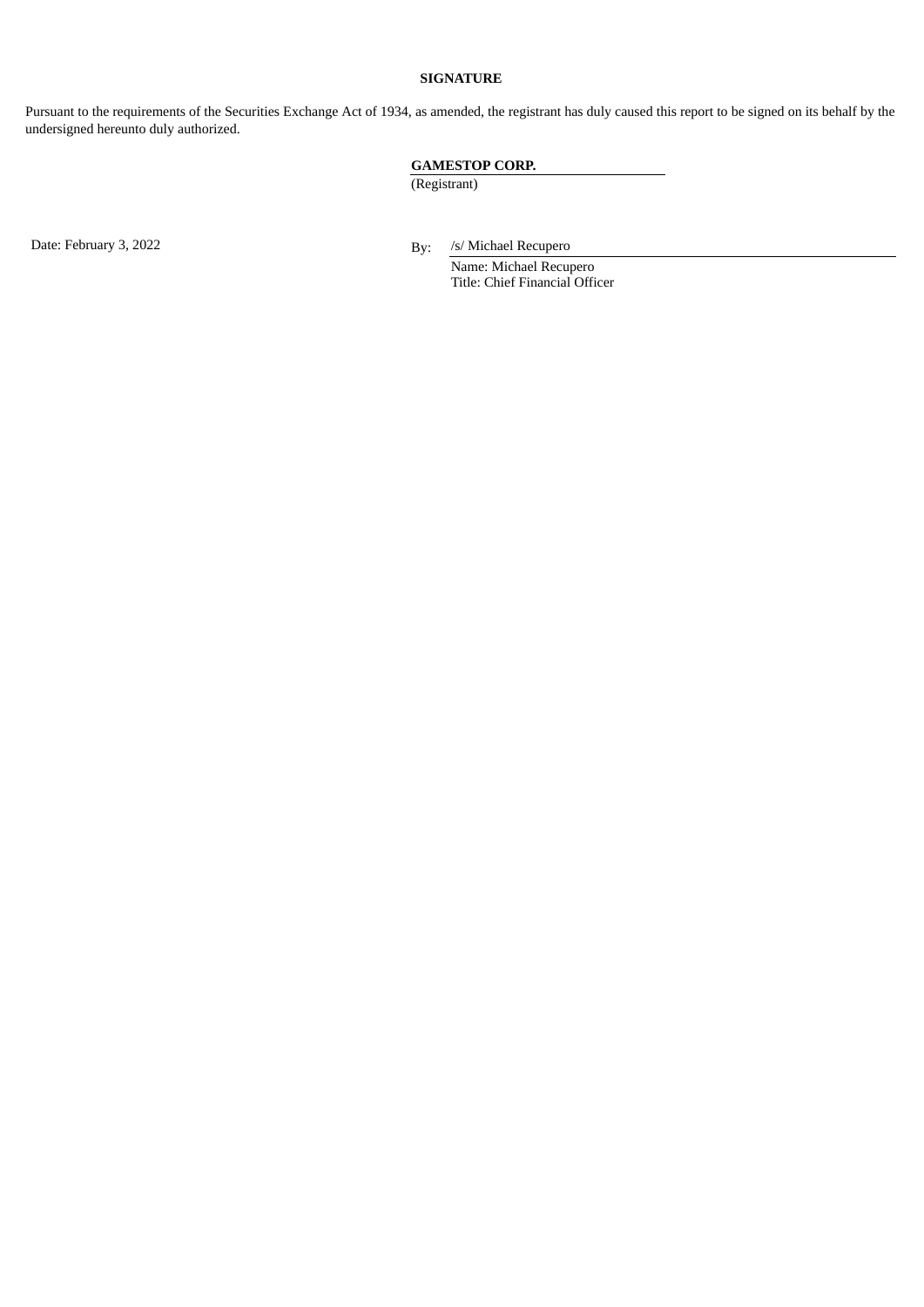**SIGNATURE**

Pursuant to the requirements of the Securities Exchange Act of 1934, as amended, the registrant has duly caused this report to be signed on its behalf by the undersigned hereunto duly authorized.

**GAMESTOP CORP.**
(Registrant)

Date: February 3, 2022

By: /s/ Michael Recupero
Name: Michael Recupero
Title: Chief Financial Officer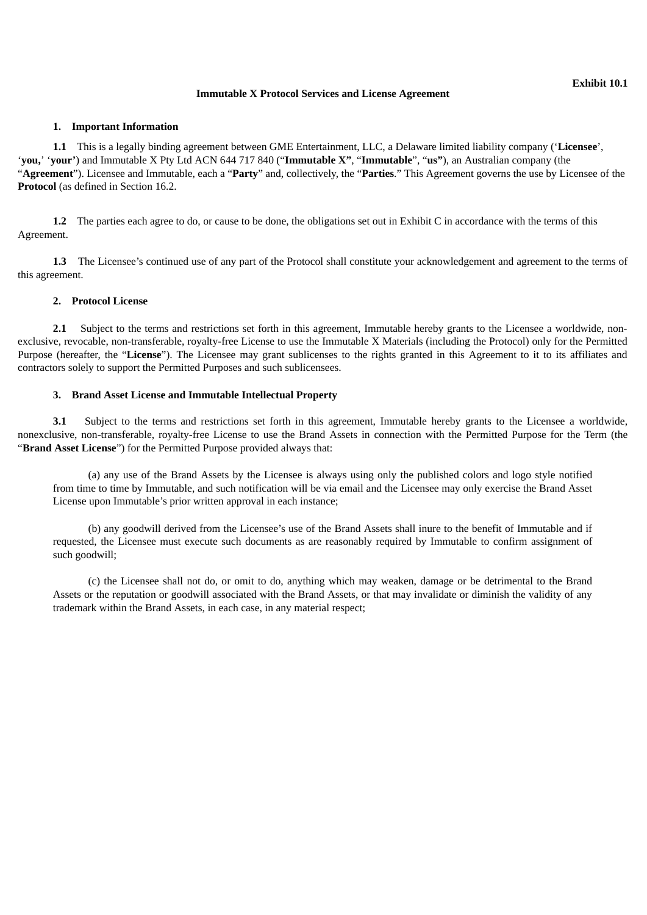**Exhibit 10.1**

**Immutable X Protocol Services and License Agreement**

**1. Important Information**

**1.1** This is a legally binding agreement between GME Entertainment, LLC, a Delaware limited liability company (‘**Licensee**’, ‘**you,**’ ‘**your’**) and Immutable X Pty Ltd ACN 644 717 840 (“**Immutable X”**, “**Immutable**”, “**us”**), an Australian company (the “**Agreement**”). Licensee and Immutable, each a “**Party**” and, collectively, the “**Parties**.” This Agreement governs the use by Licensee of the **Protocol** (as defined in Section 16.2.

**1.2** The parties each agree to do, or cause to be done, the obligations set out in Exhibit C in accordance with the terms of this Agreement.

**1.3** The Licensee’s continued use of any part of the Protocol shall constitute your acknowledgement and agreement to the terms of this agreement.

**2. Protocol License**

**2.1** Subject to the terms and restrictions set forth in this agreement, Immutable hereby grants to the Licensee a worldwide, non-exclusive, revocable, non-transferable, royalty-free License to use the Immutable X Materials (including the Protocol) only for the Permitted Purpose (hereafter, the “**License**”). The Licensee may grant sublicenses to the rights granted in this Agreement to it to its affiliates and contractors solely to support the Permitted Purposes and such sublicensees.

**3. Brand Asset License and Immutable Intellectual Property**

**3.1** Subject to the terms and restrictions set forth in this agreement, Immutable hereby grants to the Licensee a worldwide, nonexclusive, non-transferable, royalty-free License to use the Brand Assets in connection with the Permitted Purpose for the Term (the “**Brand Asset License**”) for the Permitted Purpose provided always that:

(a) any use of the Brand Assets by the Licensee is always using only the published colors and logo style notified from time to time by Immutable, and such notification will be via email and the Licensee may only exercise the Brand Asset License upon Immutable’s prior written approval in each instance;

(b) any goodwill derived from the Licensee’s use of the Brand Assets shall inure to the benefit of Immutable and if requested, the Licensee must execute such documents as are reasonably required by Immutable to confirm assignment of such goodwill;

(c) the Licensee shall not do, or omit to do, anything which may weaken, damage or be detrimental to the Brand Assets or the reputation or goodwill associated with the Brand Assets, or that may invalidate or diminish the validity of any trademark within the Brand Assets, in each case, in any material respect;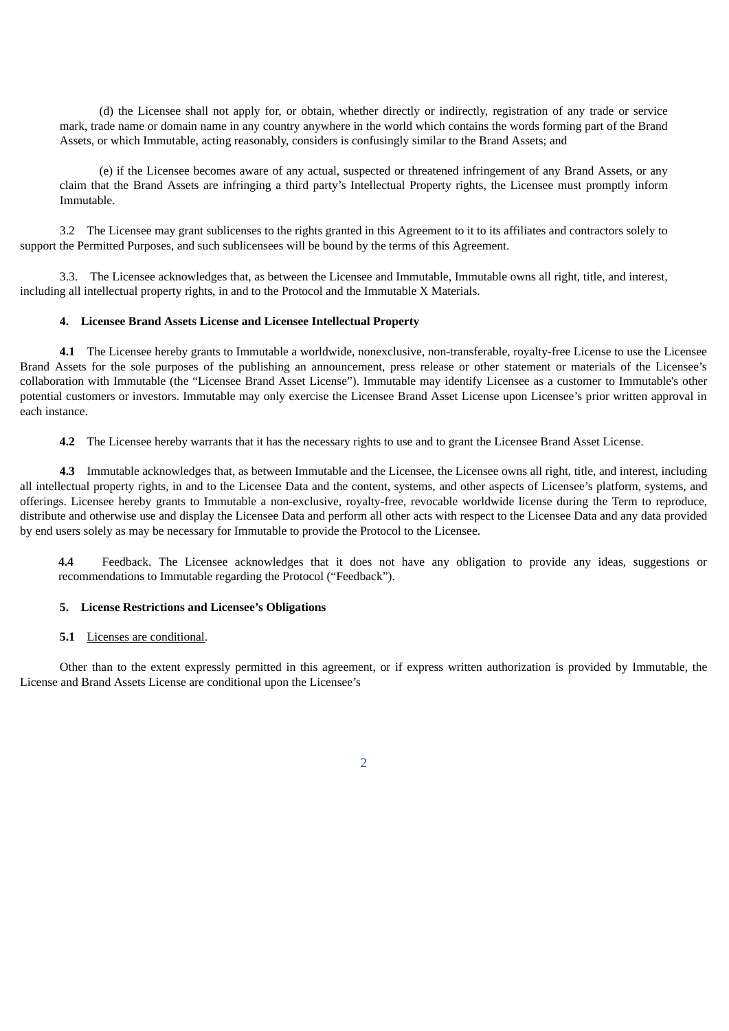(d) the Licensee shall not apply for, or obtain, whether directly or indirectly, registration of any trade or service mark, trade name or domain name in any country anywhere in the world which contains the words forming part of the Brand Assets, or which Immutable, acting reasonably, considers is confusingly similar to the Brand Assets; and

(e) if the Licensee becomes aware of any actual, suspected or threatened infringement of any Brand Assets, or any claim that the Brand Assets are infringing a third party's Intellectual Property rights, the Licensee must promptly inform Immutable.

3.2 The Licensee may grant sublicenses to the rights granted in this Agreement to it to its affiliates and contractors solely to support the Permitted Purposes, and such sublicensees will be bound by the terms of this Agreement.

3.3. The Licensee acknowledges that, as between the Licensee and Immutable, Immutable owns all right, title, and interest, including all intellectual property rights, in and to the Protocol and the Immutable X Materials.

**4. Licensee Brand Assets License and Licensee Intellectual Property**

**4.1** The Licensee hereby grants to Immutable a worldwide, nonexclusive, non-transferable, royalty-free License to use the Licensee Brand Assets for the sole purposes of the publishing an announcement, press release or other statement or materials of the Licensee's collaboration with Immutable (the "Licensee Brand Asset License"). Immutable may identify Licensee as a customer to Immutable's other potential customers or investors. Immutable may only exercise the Licensee Brand Asset License upon Licensee's prior written approval in each instance.

**4.2** The Licensee hereby warrants that it has the necessary rights to use and to grant the Licensee Brand Asset License.

**4.3** Immutable acknowledges that, as between Immutable and the Licensee, the Licensee owns all right, title, and interest, including all intellectual property rights, in and to the Licensee Data and the content, systems, and other aspects of Licensee's platform, systems, and offerings. Licensee hereby grants to Immutable a non-exclusive, royalty-free, revocable worldwide license during the Term to reproduce, distribute and otherwise use and display the Licensee Data and perform all other acts with respect to the Licensee Data and any data provided by end users solely as may be necessary for Immutable to provide the Protocol to the Licensee.

**4.4** Feedback. The Licensee acknowledges that it does not have any obligation to provide any ideas, suggestions or recommendations to Immutable regarding the Protocol ("Feedback").

**5. License Restrictions and Licensee's Obligations**

**5.1** Licenses are conditional.

Other than to the extent expressly permitted in this agreement, or if express written authorization is provided by Immutable, the License and Brand Assets License are conditional upon the Licensee's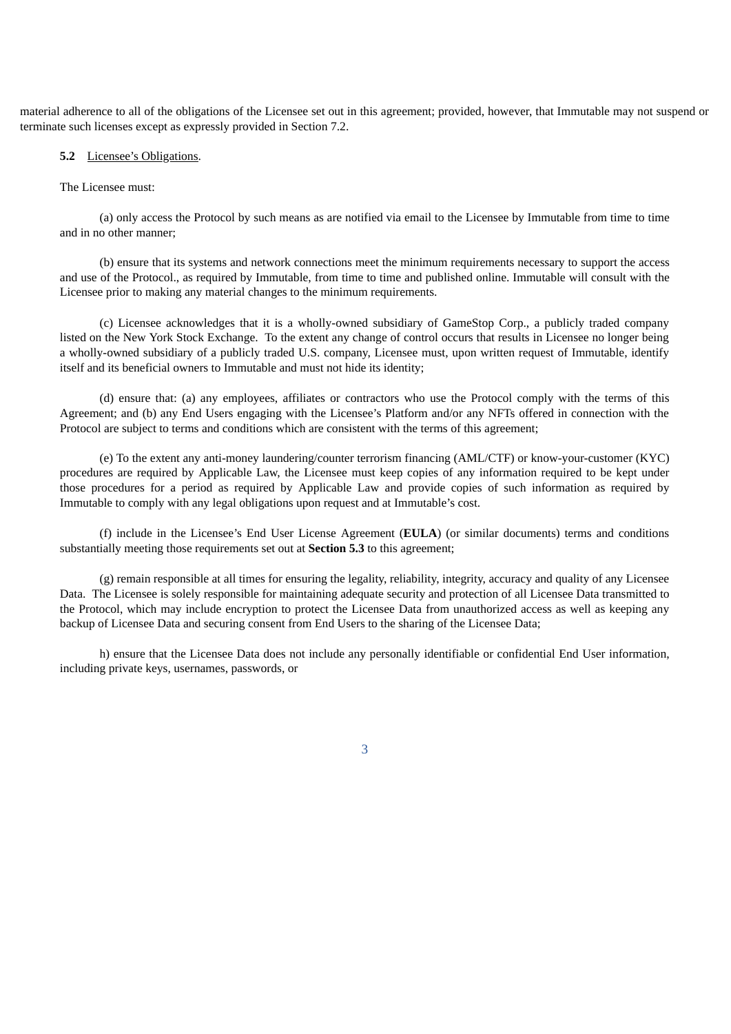material adherence to all of the obligations of the Licensee set out in this agreement; provided, however, that Immutable may not suspend or terminate such licenses except as expressly provided in Section 7.2.

**5.2** Licensee's Obligations.

The Licensee must:

(a) only access the Protocol by such means as are notified via email to the Licensee by Immutable from time to time and in no other manner;

(b) ensure that its systems and network connections meet the minimum requirements necessary to support the access and use of the Protocol., as required by Immutable, from time to time and published online. Immutable will consult with the Licensee prior to making any material changes to the minimum requirements.

(c) Licensee acknowledges that it is a wholly-owned subsidiary of GameStop Corp., a publicly traded company listed on the New York Stock Exchange. To the extent any change of control occurs that results in Licensee no longer being a wholly-owned subsidiary of a publicly traded U.S. company, Licensee must, upon written request of Immutable, identify itself and its beneficial owners to Immutable and must not hide its identity;

(d) ensure that: (a) any employees, affiliates or contractors who use the Protocol comply with the terms of this Agreement; and (b) any End Users engaging with the Licensee's Platform and/or any NFTs offered in connection with the Protocol are subject to terms and conditions which are consistent with the terms of this agreement;

(e) To the extent any anti-money laundering/counter terrorism financing (AML/CTF) or know-your-customer (KYC) procedures are required by Applicable Law, the Licensee must keep copies of any information required to be kept under those procedures for a period as required by Applicable Law and provide copies of such information as required by Immutable to comply with any legal obligations upon request and at Immutable's cost.

(f) include in the Licensee's End User License Agreement (**EULA**) (or similar documents) terms and conditions substantially meeting those requirements set out at **Section 5.3** to this agreement;

(g) remain responsible at all times for ensuring the legality, reliability, integrity, accuracy and quality of any Licensee Data. The Licensee is solely responsible for maintaining adequate security and protection of all Licensee Data transmitted to the Protocol, which may include encryption to protect the Licensee Data from unauthorized access as well as keeping any backup of Licensee Data and securing consent from End Users to the sharing of the Licensee Data;

h) ensure that the Licensee Data does not include any personally identifiable or confidential End User information, including private keys, usernames, passwords, or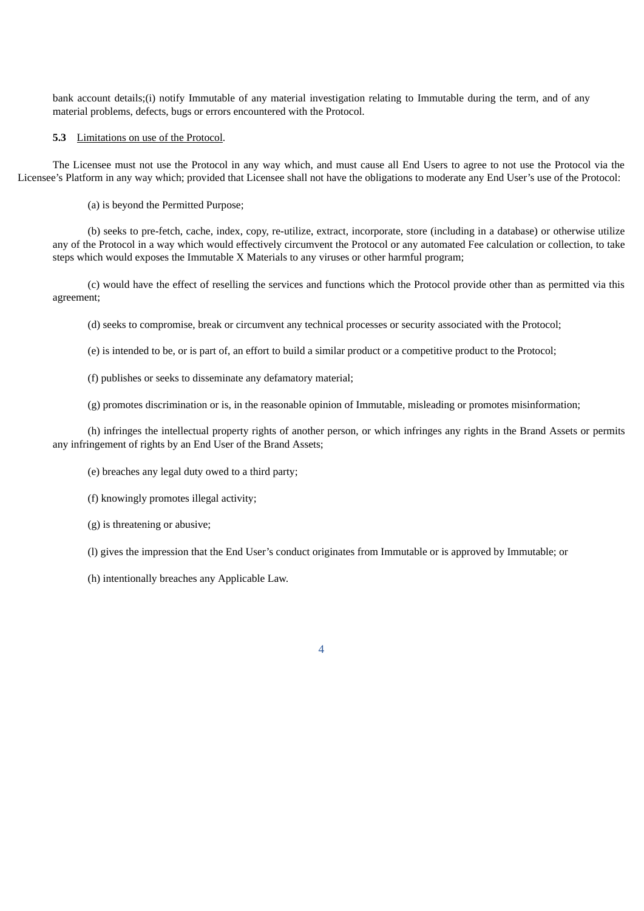bank account details;(i) notify Immutable of any material investigation relating to Immutable during the term, and of any material problems, defects, bugs or errors encountered with the Protocol.

**5.3** Limitations on use of the Protocol.

The Licensee must not use the Protocol in any way which, and must cause all End Users to agree to not use the Protocol via the Licensee's Platform in any way which; provided that Licensee shall not have the obligations to moderate any End User's use of the Protocol:

(a) is beyond the Permitted Purpose;

(b) seeks to pre-fetch, cache, index, copy, re-utilize, extract, incorporate, store (including in a database) or otherwise utilize any of the Protocol in a way which would effectively circumvent the Protocol or any automated Fee calculation or collection, to take steps which would exposes the Immutable X Materials to any viruses or other harmful program;

(c) would have the effect of reselling the services and functions which the Protocol provide other than as permitted via this agreement;

(d) seeks to compromise, break or circumvent any technical processes or security associated with the Protocol;

(e) is intended to be, or is part of, an effort to build a similar product or a competitive product to the Protocol;

(f) publishes or seeks to disseminate any defamatory material;

(g) promotes discrimination or is, in the reasonable opinion of Immutable, misleading or promotes misinformation;

(h) infringes the intellectual property rights of another person, or which infringes any rights in the Brand Assets or permits any infringement of rights by an End User of the Brand Assets;

(e) breaches any legal duty owed to a third party;

(f) knowingly promotes illegal activity;

(g) is threatening or abusive;

(l) gives the impression that the End User's conduct originates from Immutable or is approved by Immutable; or

(h) intentionally breaches any Applicable Law.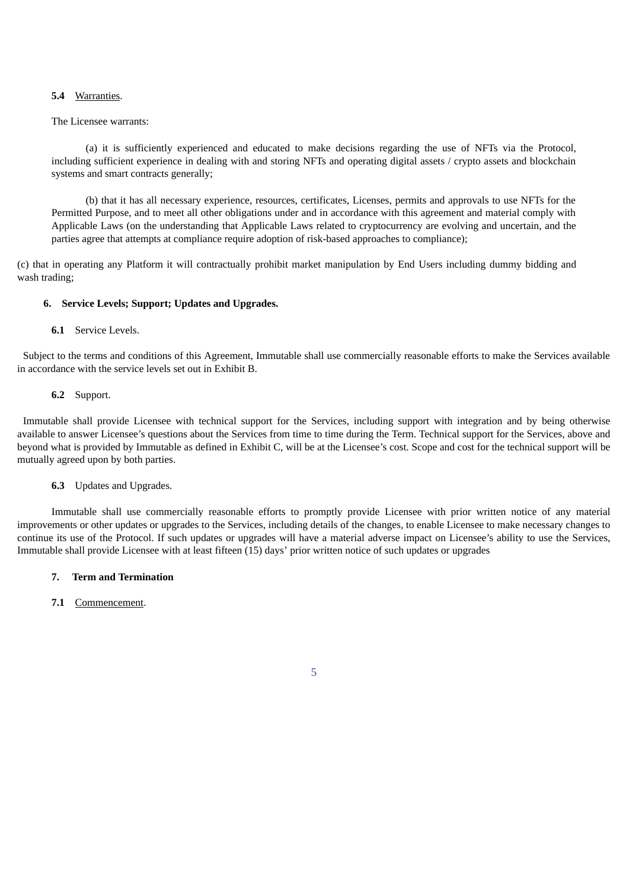**5.4** Warranties.

The Licensee warrants:

(a) it is sufficiently experienced and educated to make decisions regarding the use of NFTs via the Protocol, including sufficient experience in dealing with and storing NFTs and operating digital assets / crypto assets and blockchain systems and smart contracts generally;

(b) that it has all necessary experience, resources, certificates, Licenses, permits and approvals to use NFTs for the Permitted Purpose, and to meet all other obligations under and in accordance with this agreement and material comply with Applicable Laws (on the understanding that Applicable Laws related to cryptocurrency are evolving and uncertain, and the parties agree that attempts at compliance require adoption of risk-based approaches to compliance);

(c) that in operating any Platform it will contractually prohibit market manipulation by End Users including dummy bidding and wash trading;

**6. Service Levels; Support; Updates and Upgrades.**

**6.1** Service Levels.

Subject to the terms and conditions of this Agreement, Immutable shall use commercially reasonable efforts to make the Services available in accordance with the service levels set out in Exhibit B.

**6.2** Support.

Immutable shall provide Licensee with technical support for the Services, including support with integration and by being otherwise available to answer Licensee's questions about the Services from time to time during the Term. Technical support for the Services, above and beyond what is provided by Immutable as defined in Exhibit C, will be at the Licensee's cost. Scope and cost for the technical support will be mutually agreed upon by both parties.

**6.3** Updates and Upgrades.

Immutable shall use commercially reasonable efforts to promptly provide Licensee with prior written notice of any material improvements or other updates or upgrades to the Services, including details of the changes, to enable Licensee to make necessary changes to continue its use of the Protocol. If such updates or upgrades will have a material adverse impact on Licensee's ability to use the Services, Immutable shall provide Licensee with at least fifteen (15) days' prior written notice of such updates or upgrades

**7. Term and Termination**

**7.1** Commencement.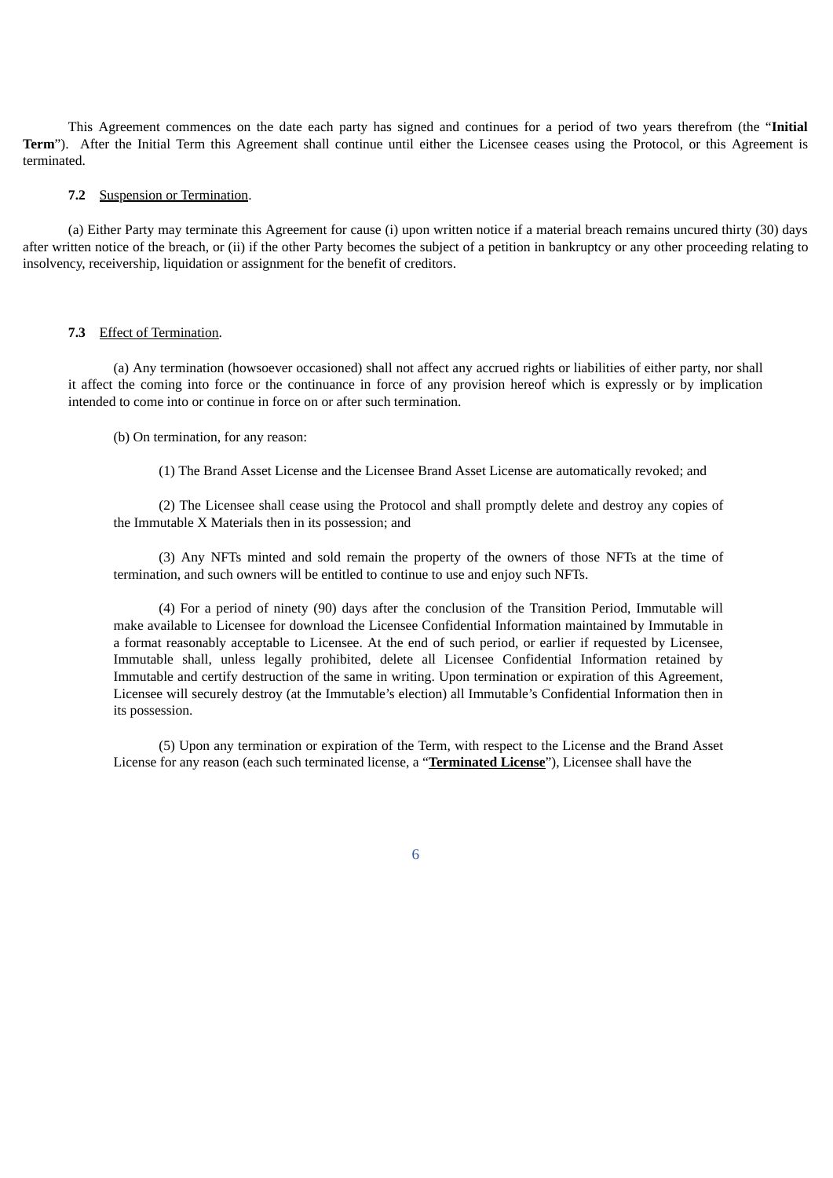This Agreement commences on the date each party has signed and continues for a period of two years therefrom (the "**Initial Term**"). After the Initial Term this Agreement shall continue until either the Licensee ceases using the Protocol, or this Agreement is terminated.

**7.2** Suspension or Termination.

(a) Either Party may terminate this Agreement for cause (i) upon written notice if a material breach remains uncured thirty (30) days after written notice of the breach, or (ii) if the other Party becomes the subject of a petition in bankruptcy or any other proceeding relating to insolvency, receivership, liquidation or assignment for the benefit of creditors.

**7.3** Effect of Termination.

(a) Any termination (howsoever occasioned) shall not affect any accrued rights or liabilities of either party, nor shall it affect the coming into force or the continuance in force of any provision hereof which is expressly or by implication intended to come into or continue in force on or after such termination.

(b) On termination, for any reason:

(1) The Brand Asset License and the Licensee Brand Asset License are automatically revoked; and

(2) The Licensee shall cease using the Protocol and shall promptly delete and destroy any copies of the Immutable X Materials then in its possession; and

(3) Any NFTs minted and sold remain the property of the owners of those NFTs at the time of termination, and such owners will be entitled to continue to use and enjoy such NFTs.

(4) For a period of ninety (90) days after the conclusion of the Transition Period, Immutable will make available to Licensee for download the Licensee Confidential Information maintained by Immutable in a format reasonably acceptable to Licensee. At the end of such period, or earlier if requested by Licensee, Immutable shall, unless legally prohibited, delete all Licensee Confidential Information retained by Immutable and certify destruction of the same in writing. Upon termination or expiration of this Agreement, Licensee will securely destroy (at the Immutable's election) all Immutable's Confidential Information then in its possession.

(5) Upon any termination or expiration of the Term, with respect to the License and the Brand Asset License for any reason (each such terminated license, a "**Terminated License**"), Licensee shall have the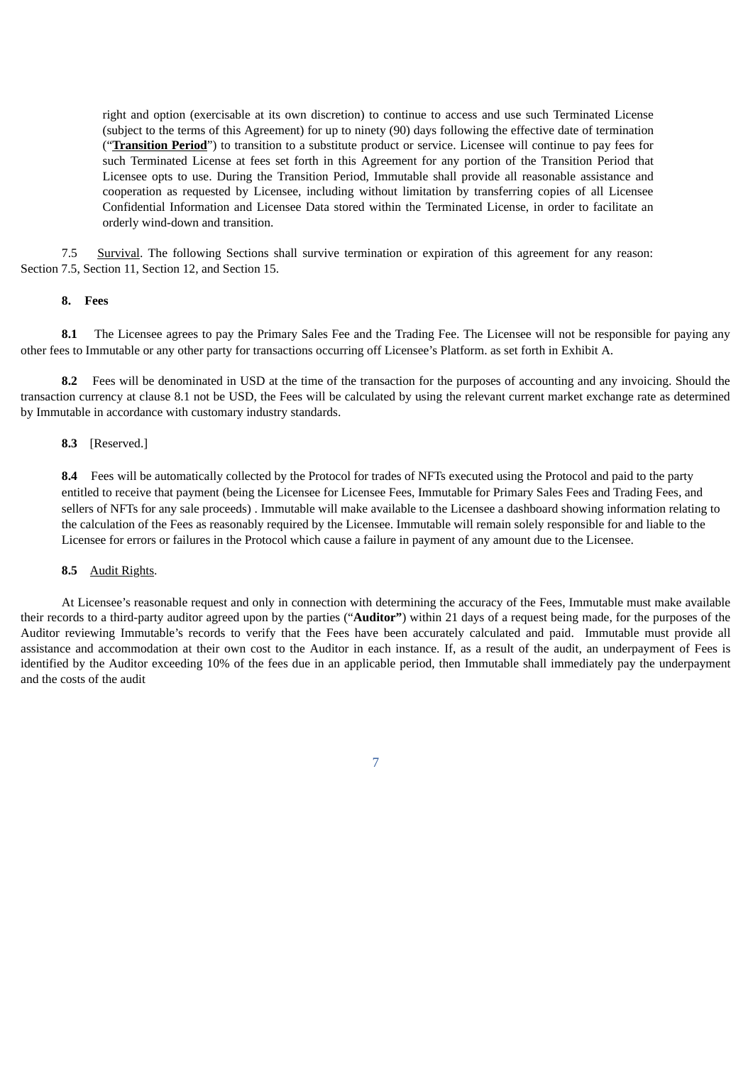right and option (exercisable at its own discretion) to continue to access and use such Terminated License (subject to the terms of this Agreement) for up to ninety (90) days following the effective date of termination ("**Transition Period**") to transition to a substitute product or service. Licensee will continue to pay fees for such Terminated License at fees set forth in this Agreement for any portion of the Transition Period that Licensee opts to use. During the Transition Period, Immutable shall provide all reasonable assistance and cooperation as requested by Licensee, including without limitation by transferring copies of all Licensee Confidential Information and Licensee Data stored within the Terminated License, in order to facilitate an orderly wind-down and transition.

7.5 Survival. The following Sections shall survive termination or expiration of this agreement for any reason: Section 7.5, Section 11, Section 12, and Section 15.

## 8. Fees

**8.1** The Licensee agrees to pay the Primary Sales Fee and the Trading Fee. The Licensee will not be responsible for paying any other fees to Immutable or any other party for transactions occurring off Licensee's Platform. as set forth in Exhibit A.

**8.2** Fees will be denominated in USD at the time of the transaction for the purposes of accounting and any invoicing. Should the transaction currency at clause 8.1 not be USD, the Fees will be calculated by using the relevant current market exchange rate as determined by Immutable in accordance with customary industry standards.

**8.3** [Reserved.]

**8.4** Fees will be automatically collected by the Protocol for trades of NFTs executed using the Protocol and paid to the party entitled to receive that payment (being the Licensee for Licensee Fees, Immutable for Primary Sales Fees and Trading Fees, and sellers of NFTs for any sale proceeds) . Immutable will make available to the Licensee a dashboard showing information relating to the calculation of the Fees as reasonably required by the Licensee. Immutable will remain solely responsible for and liable to the Licensee for errors or failures in the Protocol which cause a failure in payment of any amount due to the Licensee.

**8.5** Audit Rights.

At Licensee's reasonable request and only in connection with determining the accuracy of the Fees, Immutable must make available their records to a third-party auditor agreed upon by the parties ("**Auditor"**) within 21 days of a request being made, for the purposes of the Auditor reviewing Immutable's records to verify that the Fees have been accurately calculated and paid. Immutable must provide all assistance and accommodation at their own cost to the Auditor in each instance. If, as a result of the audit, an underpayment of Fees is identified by the Auditor exceeding 10% of the fees due in an applicable period, then Immutable shall immediately pay the underpayment and the costs of the audit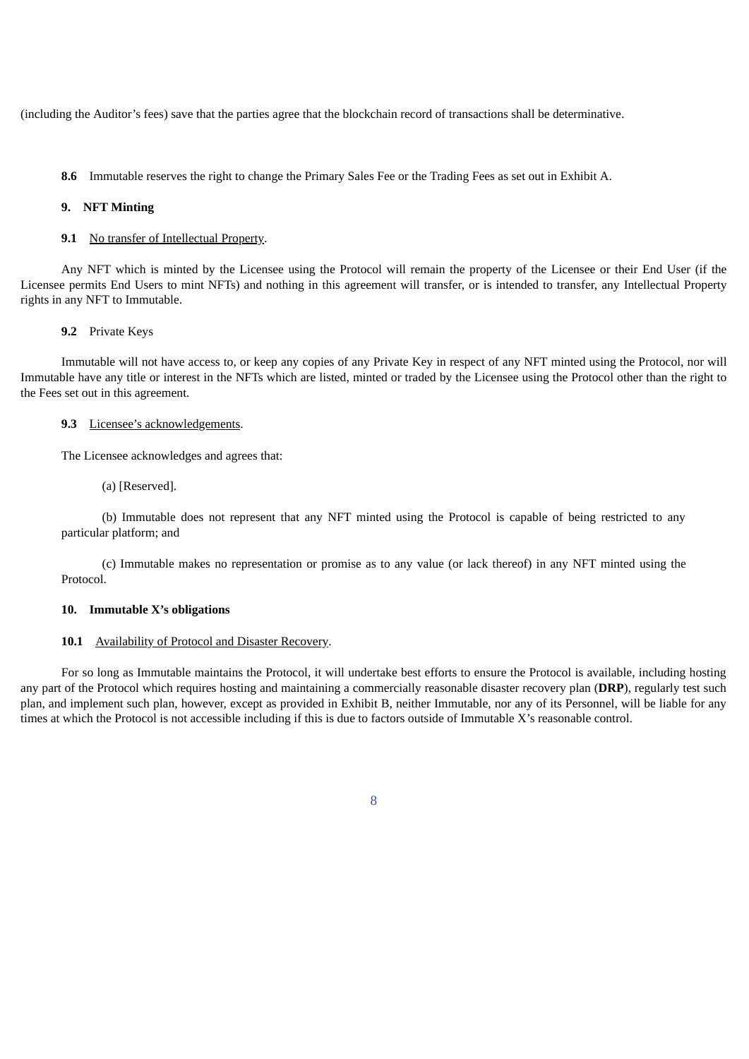(including the Auditor's fees) save that the parties agree that the blockchain record of transactions shall be determinative.

**8.6** Immutable reserves the right to change the Primary Sales Fee or the Trading Fees as set out in Exhibit A.

**9. NFT Minting**

**9.1** No transfer of Intellectual Property.

Any NFT which is minted by the Licensee using the Protocol will remain the property of the Licensee or their End User (if the Licensee permits End Users to mint NFTs) and nothing in this agreement will transfer, or is intended to transfer, any Intellectual Property rights in any NFT to Immutable.

**9.2** Private Keys

Immutable will not have access to, or keep any copies of any Private Key in respect of any NFT minted using the Protocol, nor will Immutable have any title or interest in the NFTs which are listed, minted or traded by the Licensee using the Protocol other than the right to the Fees set out in this agreement.

**9.3** Licensee's acknowledgements.

The Licensee acknowledges and agrees that:

(a) [Reserved].

(b) Immutable does not represent that any NFT minted using the Protocol is capable of being restricted to any particular platform; and

(c) Immutable makes no representation or promise as to any value (or lack thereof) in any NFT minted using the Protocol.

**10. Immutable X's obligations**

**10.1** Availability of Protocol and Disaster Recovery.

For so long as Immutable maintains the Protocol, it will undertake best efforts to ensure the Protocol is available, including hosting any part of the Protocol which requires hosting and maintaining a commercially reasonable disaster recovery plan (**DRP**), regularly test such plan, and implement such plan, however, except as provided in Exhibit B, neither Immutable, nor any of its Personnel, will be liable for any times at which the Protocol is not accessible including if this is due to factors outside of Immutable X's reasonable control.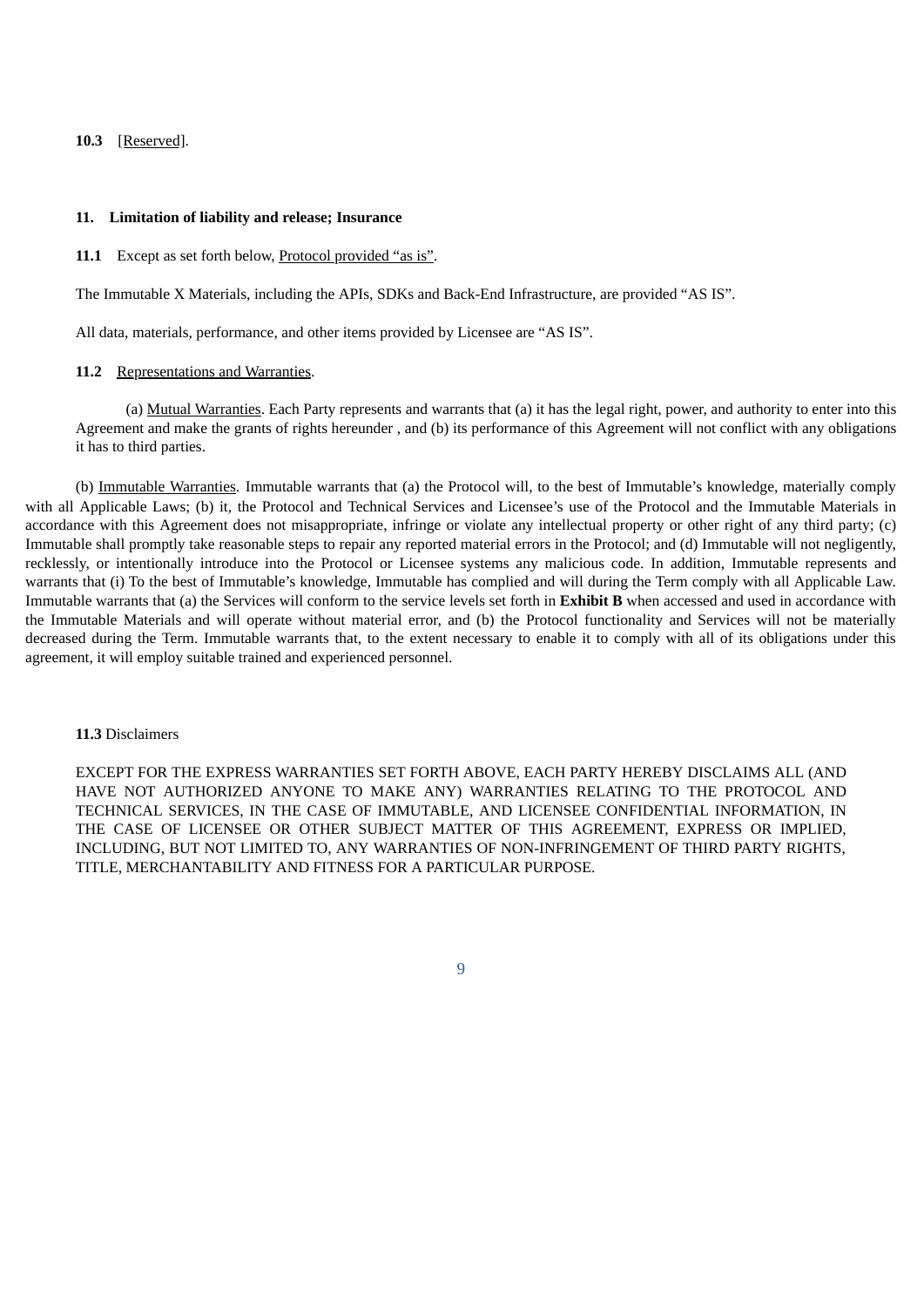**10.3** [Reserved].

**11. Limitation of liability and release; Insurance**

**11.1** Except as set forth below, Protocol provided "as is".

The Immutable X Materials, including the APIs, SDKs and Back-End Infrastructure, are provided "AS IS".

All data, materials, performance, and other items provided by Licensee are "AS IS".

**11.2** Representations and Warranties.

(a) Mutual Warranties. Each Party represents and warrants that (a) it has the legal right, power, and authority to enter into this Agreement and make the grants of rights hereunder , and (b) its performance of this Agreement will not conflict with any obligations it has to third parties.

(b) Immutable Warranties. Immutable warrants that (a) the Protocol will, to the best of Immutable's knowledge, materially comply with all Applicable Laws; (b) it, the Protocol and Technical Services and Licensee's use of the Protocol and the Immutable Materials in accordance with this Agreement does not misappropriate, infringe or violate any intellectual property or other right of any third party; (c) Immutable shall promptly take reasonable steps to repair any reported material errors in the Protocol; and (d) Immutable will not negligently, recklessly, or intentionally introduce into the Protocol or Licensee systems any malicious code. In addition, Immutable represents and warrants that (i) To the best of Immutable's knowledge, Immutable has complied and will during the Term comply with all Applicable Law. Immutable warrants that (a) the Services will conform to the service levels set forth in **Exhibit B** when accessed and used in accordance with the Immutable Materials and will operate without material error, and (b) the Protocol functionality and Services will not be materially decreased during the Term. Immutable warrants that, to the extent necessary to enable it to comply with all of its obligations under this agreement, it will employ suitable trained and experienced personnel.

**11.3** Disclaimers

EXCEPT FOR THE EXPRESS WARRANTIES SET FORTH ABOVE, EACH PARTY HEREBY DISCLAIMS ALL (AND HAVE NOT AUTHORIZED ANYONE TO MAKE ANY) WARRANTIES RELATING TO THE PROTOCOL AND TECHNICAL SERVICES, IN THE CASE OF IMMUTABLE, AND LICENSEE CONFIDENTIAL INFORMATION, IN THE CASE OF LICENSEE OR OTHER SUBJECT MATTER OF THIS AGREEMENT, EXPRESS OR IMPLIED, INCLUDING, BUT NOT LIMITED TO, ANY WARRANTIES OF NON-INFRINGEMENT OF THIRD PARTY RIGHTS, TITLE, MERCHANTABILITY AND FITNESS FOR A PARTICULAR PURPOSE.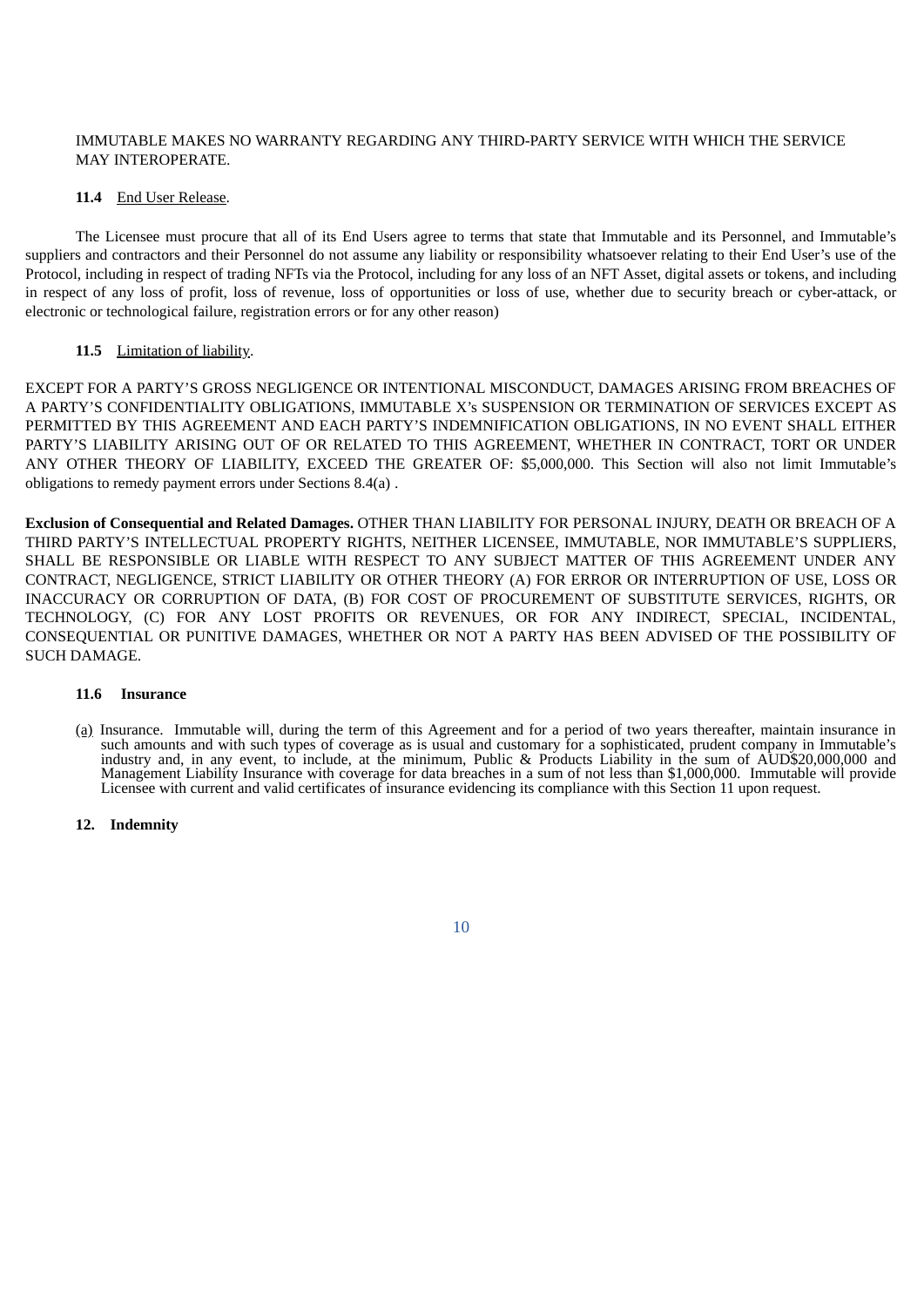IMMUTABLE MAKES NO WARRANTY REGARDING ANY THIRD-PARTY SERVICE WITH WHICH THE SERVICE MAY INTEROPERATE.

**11.4** End User Release.

The Licensee must procure that all of its End Users agree to terms that state that Immutable and its Personnel, and Immutable's suppliers and contractors and their Personnel do not assume any liability or responsibility whatsoever relating to their End User's use of the Protocol, including in respect of trading NFTs via the Protocol, including for any loss of an NFT Asset, digital assets or tokens, and including in respect of any loss of profit, loss of revenue, loss of opportunities or loss of use, whether due to security breach or cyber-attack, or electronic or technological failure, registration errors or for any other reason)

**11.5** Limitation of liability.

EXCEPT FOR A PARTY'S GROSS NEGLIGENCE OR INTENTIONAL MISCONDUCT, DAMAGES ARISING FROM BREACHES OF A PARTY'S CONFIDENTIALITY OBLIGATIONS, IMMUTABLE X's SUSPENSION OR TERMINATION OF SERVICES EXCEPT AS PERMITTED BY THIS AGREEMENT AND EACH PARTY'S INDEMNIFICATION OBLIGATIONS, IN NO EVENT SHALL EITHER PARTY'S LIABILITY ARISING OUT OF OR RELATED TO THIS AGREEMENT, WHETHER IN CONTRACT, TORT OR UNDER ANY OTHER THEORY OF LIABILITY, EXCEED THE GREATER OF: $5,000,000. This Section will also not limit Immutable's obligations to remedy payment errors under Sections 8.4(a) .

**Exclusion of Consequential and Related Damages.** OTHER THAN LIABILITY FOR PERSONAL INJURY, DEATH OR BREACH OF A THIRD PARTY'S INTELLECTUAL PROPERTY RIGHTS, NEITHER LICENSEE, IMMUTABLE, NOR IMMUTABLE'S SUPPLIERS, SHALL BE RESPONSIBLE OR LIABLE WITH RESPECT TO ANY SUBJECT MATTER OF THIS AGREEMENT UNDER ANY CONTRACT, NEGLIGENCE, STRICT LIABILITY OR OTHER THEORY (A) FOR ERROR OR INTERRUPTION OF USE, LOSS OR INACCURACY OR CORRUPTION OF DATA, (B) FOR COST OF PROCUREMENT OF SUBSTITUTE SERVICES, RIGHTS, OR TECHNOLOGY, (C) FOR ANY LOST PROFITS OR REVENUES, OR FOR ANY INDIRECT, SPECIAL, INCIDENTAL, CONSEQUENTIAL OR PUNITIVE DAMAGES, WHETHER OR NOT A PARTY HAS BEEN ADVISED OF THE POSSIBILITY OF SUCH DAMAGE.

**11.6 Insurance**

(a) Insurance. Immutable will, during the term of this Agreement and for a period of two years thereafter, maintain insurance in such amounts and with such types of coverage as is usual and customary for a sophisticated, prudent company in Immutable's industry and, in any event, to include, at the minimum, Public & Products Liability in the sum of AUD$20,000,000 and Management Liability Insurance with coverage for data breaches in a sum of not less than $1,000,000. Immutable will provide Licensee with current and valid certificates of insurance evidencing its compliance with this Section 11 upon request.

**12. Indemnity**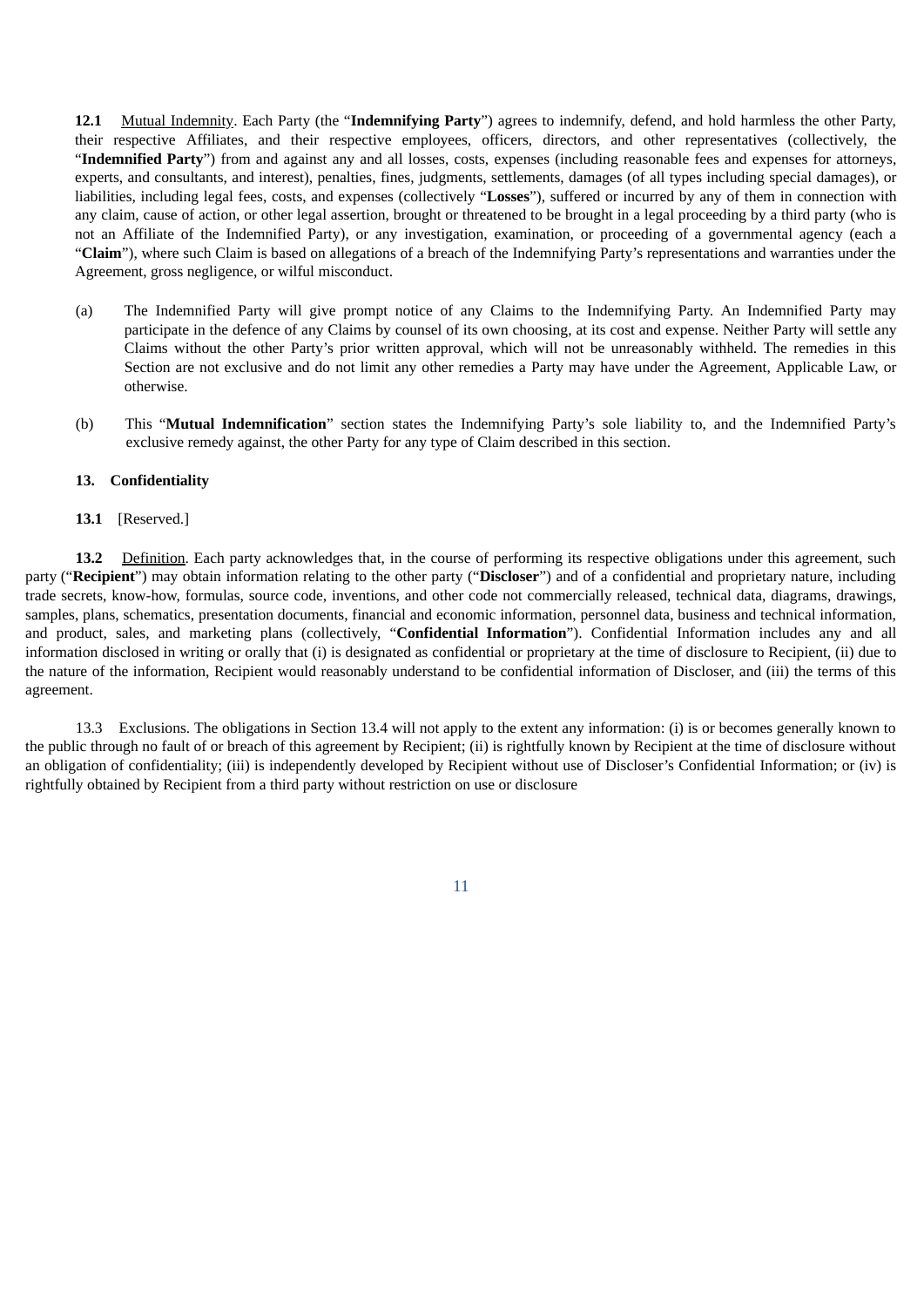**12.1** Mutual Indemnity. Each Party (the "**Indemnifying Party**") agrees to indemnify, defend, and hold harmless the other Party, their respective Affiliates, and their respective employees, officers, directors, and other representatives (collectively, the "**Indemnified Party**") from and against any and all losses, costs, expenses (including reasonable fees and expenses for attorneys, experts, and consultants, and interest), penalties, fines, judgments, settlements, damages (of all types including special damages), or liabilities, including legal fees, costs, and expenses (collectively "**Losses**"), suffered or incurred by any of them in connection with any claim, cause of action, or other legal assertion, brought or threatened to be brought in a legal proceeding by a third party (who is not an Affiliate of the Indemnified Party), or any investigation, examination, or proceeding of a governmental agency (each a "**Claim**"), where such Claim is based on allegations of a breach of the Indemnifying Party's representations and warranties under the Agreement, gross negligence, or wilful misconduct.

(a) The Indemnified Party will give prompt notice of any Claims to the Indemnifying Party. An Indemnified Party may participate in the defence of any Claims by counsel of its own choosing, at its cost and expense. Neither Party will settle any Claims without the other Party's prior written approval, which will not be unreasonably withheld. The remedies in this Section are not exclusive and do not limit any other remedies a Party may have under the Agreement, Applicable Law, or otherwise.

(b) This "**Mutual Indemnification**" section states the Indemnifying Party's sole liability to, and the Indemnified Party's exclusive remedy against, the other Party for any type of Claim described in this section.

**13. Confidentiality**

**13.1** [Reserved.]

**13.2** Definition. Each party acknowledges that, in the course of performing its respective obligations under this agreement, such party ("**Recipient**") may obtain information relating to the other party ("**Discloser**") and of a confidential and proprietary nature, including trade secrets, know-how, formulas, source code, inventions, and other code not commercially released, technical data, diagrams, drawings, samples, plans, schematics, presentation documents, financial and economic information, personnel data, business and technical information, and product, sales, and marketing plans (collectively, "**Confidential Information**"). Confidential Information includes any and all information disclosed in writing or orally that (i) is designated as confidential or proprietary at the time of disclosure to Recipient, (ii) due to the nature of the information, Recipient would reasonably understand to be confidential information of Discloser, and (iii) the terms of this agreement.

13.3 Exclusions. The obligations in Section 13.4 will not apply to the extent any information: (i) is or becomes generally known to the public through no fault of or breach of this agreement by Recipient; (ii) is rightfully known by Recipient at the time of disclosure without an obligation of confidentiality; (iii) is independently developed by Recipient without use of Discloser's Confidential Information; or (iv) is rightfully obtained by Recipient from a third party without restriction on use or disclosure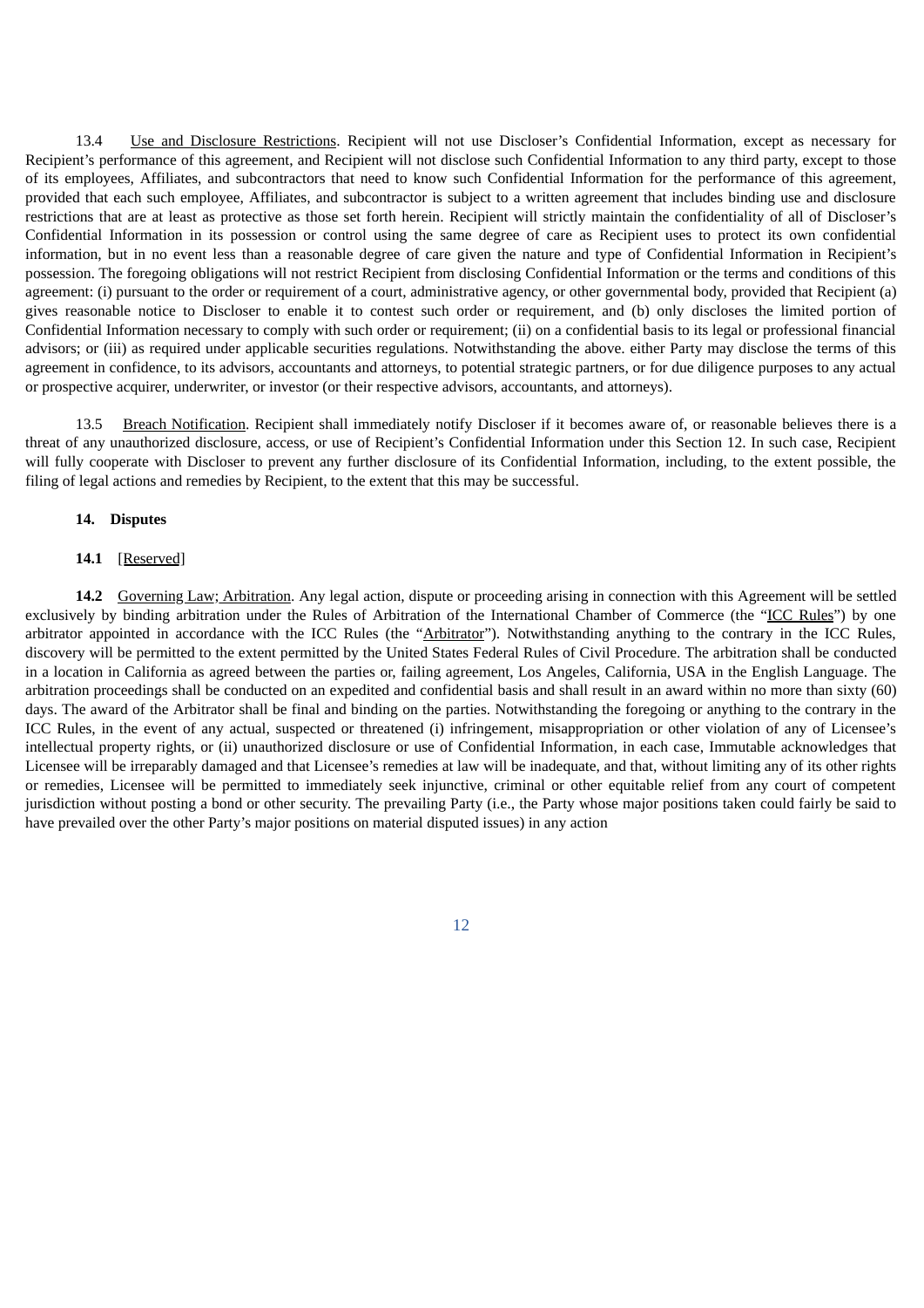13.4 Use and Disclosure Restrictions. Recipient will not use Discloser's Confidential Information, except as necessary for Recipient's performance of this agreement, and Recipient will not disclose such Confidential Information to any third party, except to those of its employees, Affiliates, and subcontractors that need to know such Confidential Information for the performance of this agreement, provided that each such employee, Affiliates, and subcontractor is subject to a written agreement that includes binding use and disclosure restrictions that are at least as protective as those set forth herein. Recipient will strictly maintain the confidentiality of all of Discloser's Confidential Information in its possession or control using the same degree of care as Recipient uses to protect its own confidential information, but in no event less than a reasonable degree of care given the nature and type of Confidential Information in Recipient's possession. The foregoing obligations will not restrict Recipient from disclosing Confidential Information or the terms and conditions of this agreement: (i) pursuant to the order or requirement of a court, administrative agency, or other governmental body, provided that Recipient (a) gives reasonable notice to Discloser to enable it to contest such order or requirement, and (b) only discloses the limited portion of Confidential Information necessary to comply with such order or requirement; (ii) on a confidential basis to its legal or professional financial advisors; or (iii) as required under applicable securities regulations. Notwithstanding the above. either Party may disclose the terms of this agreement in confidence, to its advisors, accountants and attorneys, to potential strategic partners, or for due diligence purposes to any actual or prospective acquirer, underwriter, or investor (or their respective advisors, accountants, and attorneys).

13.5 Breach Notification. Recipient shall immediately notify Discloser if it becomes aware of, or reasonable believes there is a threat of any unauthorized disclosure, access, or use of Recipient's Confidential Information under this Section 12. In such case, Recipient will fully cooperate with Discloser to prevent any further disclosure of its Confidential Information, including, to the extent possible, the filing of legal actions and remedies by Recipient, to the extent that this may be successful.

**14. Disputes**

**14.1** [Reserved]

**14.2** Governing Law; Arbitration. Any legal action, dispute or proceeding arising in connection with this Agreement will be settled exclusively by binding arbitration under the Rules of Arbitration of the International Chamber of Commerce (the "ICC Rules") by one arbitrator appointed in accordance with the ICC Rules (the "Arbitrator"). Notwithstanding anything to the contrary in the ICC Rules, discovery will be permitted to the extent permitted by the United States Federal Rules of Civil Procedure. The arbitration shall be conducted in a location in California as agreed between the parties or, failing agreement, Los Angeles, California, USA in the English Language. The arbitration proceedings shall be conducted on an expedited and confidential basis and shall result in an award within no more than sixty (60) days. The award of the Arbitrator shall be final and binding on the parties. Notwithstanding the foregoing or anything to the contrary in the ICC Rules, in the event of any actual, suspected or threatened (i) infringement, misappropriation or other violation of any of Licensee's intellectual property rights, or (ii) unauthorized disclosure or use of Confidential Information, in each case, Immutable acknowledges that Licensee will be irreparably damaged and that Licensee's remedies at law will be inadequate, and that, without limiting any of its other rights or remedies, Licensee will be permitted to immediately seek injunctive, criminal or other equitable relief from any court of competent jurisdiction without posting a bond or other security. The prevailing Party (i.e., the Party whose major positions taken could fairly be said to have prevailed over the other Party's major positions on material disputed issues) in any action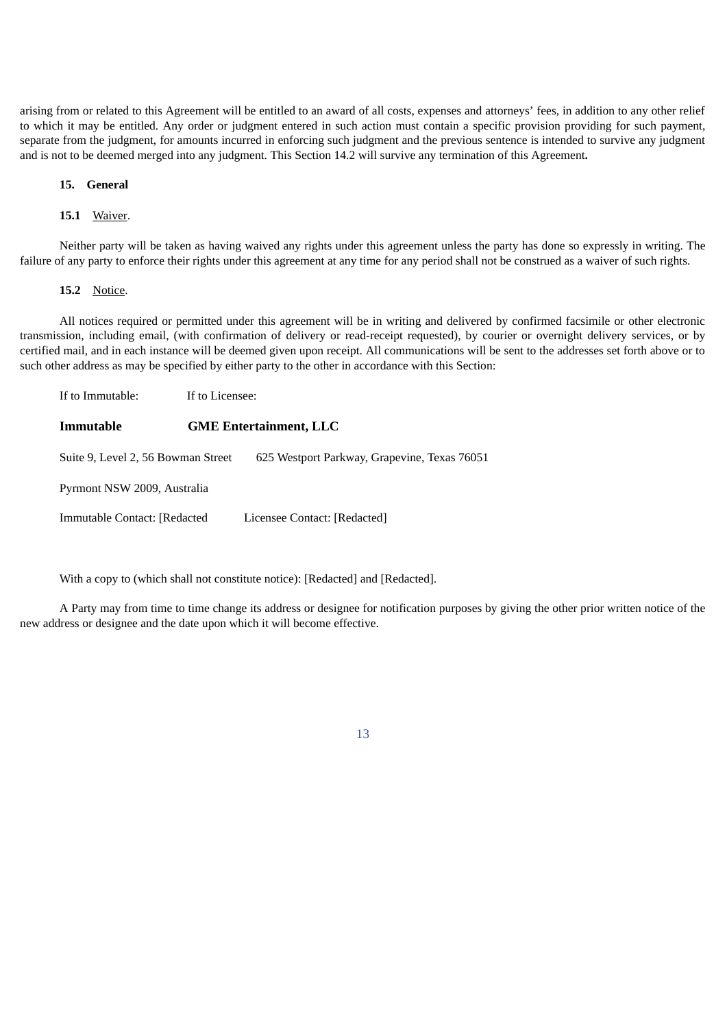arising from or related to this Agreement will be entitled to an award of all costs, expenses and attorneys' fees, in addition to any other relief to which it may be entitled. Any order or judgment entered in such action must contain a specific provision providing for such payment, separate from the judgment, for amounts incurred in enforcing such judgment and the previous sentence is intended to survive any judgment and is not to be deemed merged into any judgment. This Section 14.2 will survive any termination of this Agreement**.**

**15. General**

**15.1** Waiver.

Neither party will be taken as having waived any rights under this agreement unless the party has done so expressly in writing. The failure of any party to enforce their rights under this agreement at any time for any period shall not be construed as a waiver of such rights.

**15.2** Notice.

All notices required or permitted under this agreement will be in writing and delivered by confirmed facsimile or other electronic transmission, including email, (with confirmation of delivery or read-receipt requested), by courier or overnight delivery services, or by certified mail, and in each instance will be deemed given upon receipt. All communications will be sent to the addresses set forth above or to such other address as may be specified by either party to the other in accordance with this Section:

If to Immutable: If to Licensee:

**Immutable** **GME Entertainment, LLC**

Suite 9, Level 2, 56 Bowman Street 625 Westport Parkway, Grapevine, Texas 76051

Pyrmont NSW 2009, Australia

Immutable Contact: [Redacted Licensee Contact: [Redacted]

With a copy to (which shall not constitute notice): [Redacted] and [Redacted].

A Party may from time to time change its address or designee for notification purposes by giving the other prior written notice of the new address or designee and the date upon which it will become effective.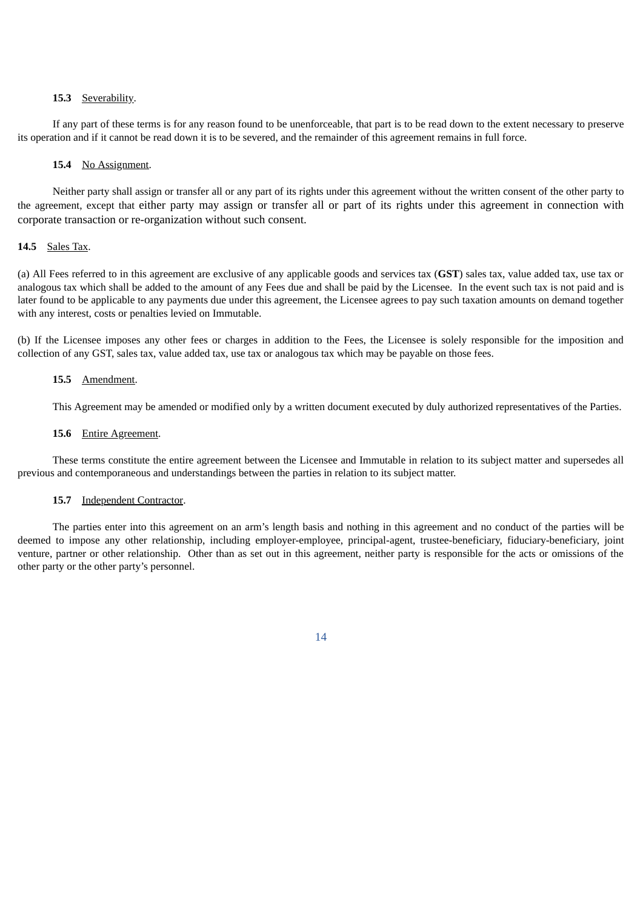**15.3** Severability.

If any part of these terms is for any reason found to be unenforceable, that part is to be read down to the extent necessary to preserve its operation and if it cannot be read down it is to be severed, and the remainder of this agreement remains in full force.

**15.4** No Assignment.

Neither party shall assign or transfer all or any part of its rights under this agreement without the written consent of the other party to the agreement, except that either party may assign or transfer all or part of its rights under this agreement in connection with corporate transaction or re-organization without such consent.

**14.5** Sales Tax.

(a) All Fees referred to in this agreement are exclusive of any applicable goods and services tax (**GST**) sales tax, value added tax, use tax or analogous tax which shall be added to the amount of any Fees due and shall be paid by the Licensee. In the event such tax is not paid and is later found to be applicable to any payments due under this agreement, the Licensee agrees to pay such taxation amounts on demand together with any interest, costs or penalties levied on Immutable.

(b) If the Licensee imposes any other fees or charges in addition to the Fees, the Licensee is solely responsible for the imposition and collection of any GST, sales tax, value added tax, use tax or analogous tax which may be payable on those fees.

**15.5** Amendment.

This Agreement may be amended or modified only by a written document executed by duly authorized representatives of the Parties.

**15.6** Entire Agreement.

These terms constitute the entire agreement between the Licensee and Immutable in relation to its subject matter and supersedes all previous and contemporaneous and understandings between the parties in relation to its subject matter.

**15.7** Independent Contractor.

The parties enter into this agreement on an arm's length basis and nothing in this agreement and no conduct of the parties will be deemed to impose any other relationship, including employer-employee, principal-agent, trustee-beneficiary, fiduciary-beneficiary, joint venture, partner or other relationship. Other than as set out in this agreement, neither party is responsible for the acts or omissions of the other party or the other party's personnel.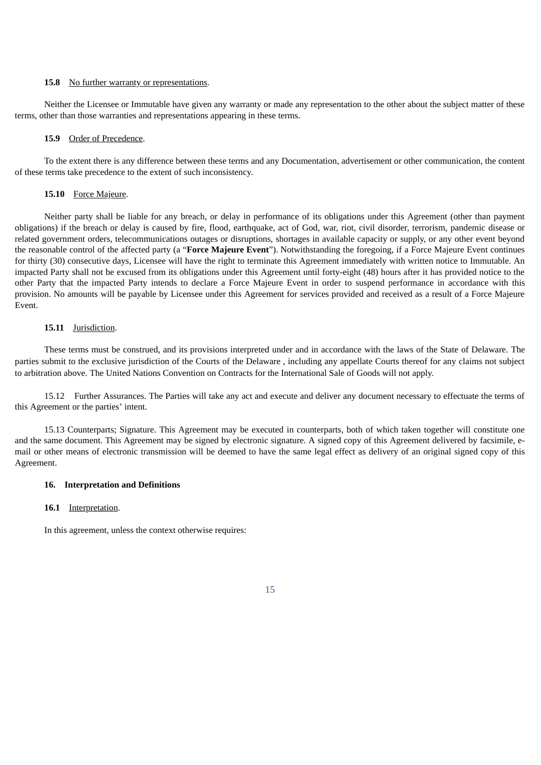**15.8** <u>No further warranty or representations</u>.

Neither the Licensee or Immutable have given any warranty or made any representation to the other about the subject matter of these terms, other than those warranties and representations appearing in these terms.

**15.9** <u>Order of Precedence</u>.

To the extent there is any difference between these terms and any Documentation, advertisement or other communication, the content of these terms take precedence to the extent of such inconsistency.

**15.10** <u>Force Majeure</u>.

Neither party shall be liable for any breach, or delay in performance of its obligations under this Agreement (other than payment obligations) if the breach or delay is caused by fire, flood, earthquake, act of God, war, riot, civil disorder, terrorism, pandemic disease or related government orders, telecommunications outages or disruptions, shortages in available capacity or supply, or any other event beyond the reasonable control of the affected party (a "**Force Majeure Event**"). Notwithstanding the foregoing, if a Force Majeure Event continues for thirty (30) consecutive days, Licensee will have the right to terminate this Agreement immediately with written notice to Immutable. An impacted Party shall not be excused from its obligations under this Agreement until forty-eight (48) hours after it has provided notice to the other Party that the impacted Party intends to declare a Force Majeure Event in order to suspend performance in accordance with this provision. No amounts will be payable by Licensee under this Agreement for services provided and received as a result of a Force Majeure Event.

**15.11** <u>Jurisdiction</u>.

These terms must be construed, and its provisions interpreted under and in accordance with the laws of the State of Delaware. The parties submit to the exclusive jurisdiction of the Courts of the Delaware , including any appellate Courts thereof for any claims not subject to arbitration above. The United Nations Convention on Contracts for the International Sale of Goods will not apply.

15.12 Further Assurances. The Parties will take any act and execute and deliver any document necessary to effectuate the terms of this Agreement or the parties' intent.

15.13 Counterparts; Signature. This Agreement may be executed in counterparts, both of which taken together will constitute one and the same document. This Agreement may be signed by electronic signature. A signed copy of this Agreement delivered by facsimile, e-mail or other means of electronic transmission will be deemed to have the same legal effect as delivery of an original signed copy of this Agreement.

**16. Interpretation and Definitions**

**16.1** <u>Interpretation</u>.

In this agreement, unless the context otherwise requires: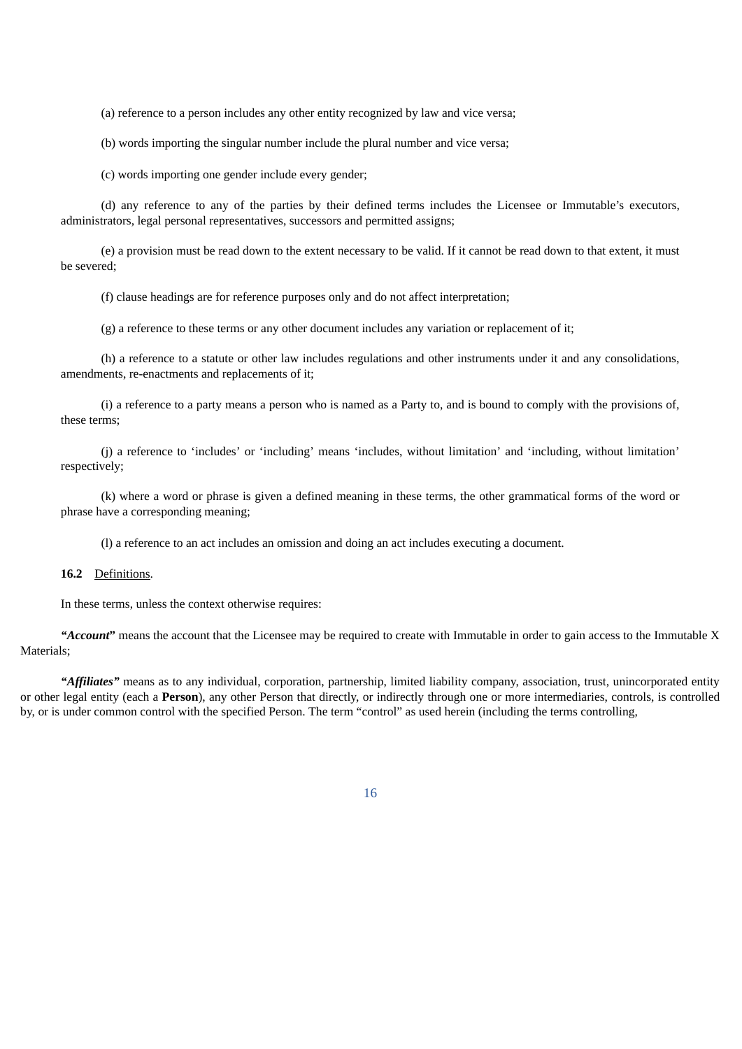(a) reference to a person includes any other entity recognized by law and vice versa;

(b) words importing the singular number include the plural number and vice versa;

(c) words importing one gender include every gender;

(d) any reference to any of the parties by their defined terms includes the Licensee or Immutable's executors, administrators, legal personal representatives, successors and permitted assigns;

(e) a provision must be read down to the extent necessary to be valid. If it cannot be read down to that extent, it must be severed;

(f) clause headings are for reference purposes only and do not affect interpretation;

(g) a reference to these terms or any other document includes any variation or replacement of it;

(h) a reference to a statute or other law includes regulations and other instruments under it and any consolidations, amendments, re-enactments and replacements of it;

(i) a reference to a party means a person who is named as a Party to, and is bound to comply with the provisions of, these terms;

(j) a reference to 'includes' or 'including' means 'includes, without limitation' and 'including, without limitation' respectively;

(k) where a word or phrase is given a defined meaning in these terms, the other grammatical forms of the word or phrase have a corresponding meaning;

(l) a reference to an act includes an omission and doing an act includes executing a document.

**16.2** Definitions.

In these terms, unless the context otherwise requires:

***"Account"*** means the account that the Licensee may be required to create with Immutable in order to gain access to the Immutable X Materials;

***"Affiliates"*** means as to any individual, corporation, partnership, limited liability company, association, trust, unincorporated entity or other legal entity (each a **Person**), any other Person that directly, or indirectly through one or more intermediaries, controls, is controlled by, or is under common control with the specified Person. The term "control" as used herein (including the terms controlling,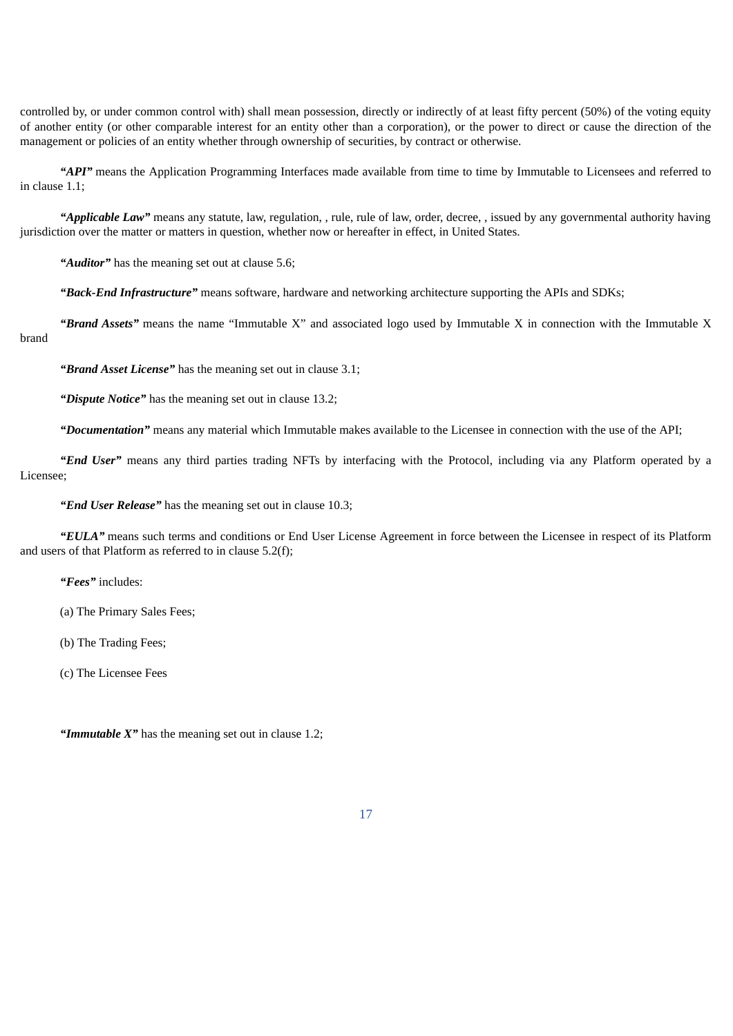controlled by, or under common control with) shall mean possession, directly or indirectly of at least fifty percent (50%) of the voting equity of another entity (or other comparable interest for an entity other than a corporation), or the power to direct or cause the direction of the management or policies of an entity whether through ownership of securities, by contract or otherwise.

***"API"*** means the Application Programming Interfaces made available from time to time by Immutable to Licensees and referred to in clause 1.1;

***"Applicable Law"*** means any statute, law, regulation, , rule, rule of law, order, decree, , issued by any governmental authority having jurisdiction over the matter or matters in question, whether now or hereafter in effect, in United States.

***"Auditor"*** has the meaning set out at clause 5.6;

***"Back-End Infrastructure"*** means software, hardware and networking architecture supporting the APIs and SDKs;

***"Brand Assets"*** means the name "Immutable X" and associated logo used by Immutable X in connection with the Immutable X brand

***"Brand Asset License"*** has the meaning set out in clause 3.1;

***"Dispute Notice"*** has the meaning set out in clause 13.2;

***"Documentation"*** means any material which Immutable makes available to the Licensee in connection with the use of the API;

***"End User"*** means any third parties trading NFTs by interfacing with the Protocol, including via any Platform operated by a Licensee;

***"End User Release"*** has the meaning set out in clause 10.3;

***"EULA"*** means such terms and conditions or End User License Agreement in force between the Licensee in respect of its Platform and users of that Platform as referred to in clause 5.2(f);

***"Fees"*** includes:

(a) The Primary Sales Fees;

(b) The Trading Fees;

(c) The Licensee Fees

***"Immutable X"*** has the meaning set out in clause 1.2;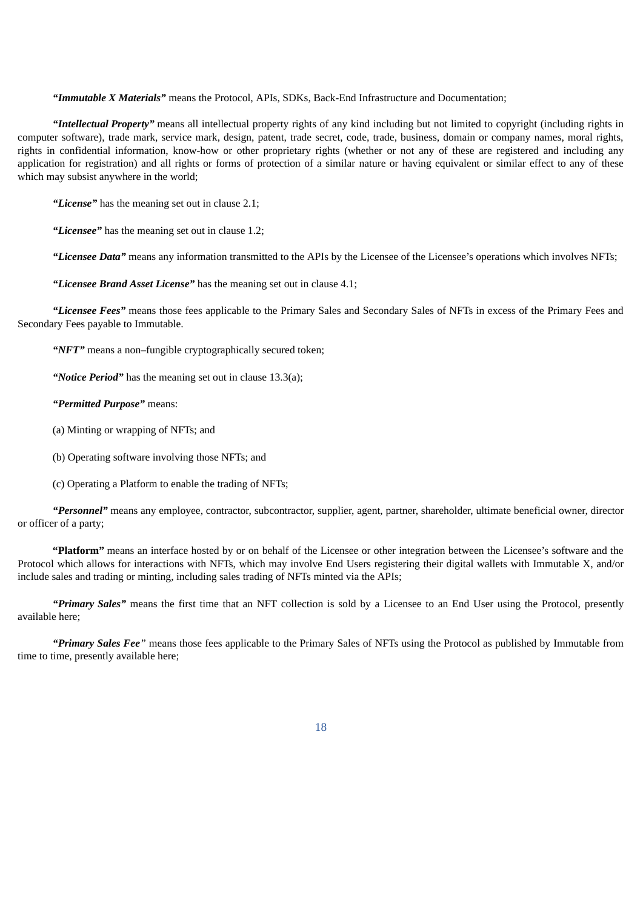***"Immutable X Materials"*** means the Protocol, APIs, SDKs, Back-End Infrastructure and Documentation;

***"Intellectual Property"*** means all intellectual property rights of any kind including but not limited to copyright (including rights in computer software), trade mark, service mark, design, patent, trade secret, code, trade, business, domain or company names, moral rights, rights in confidential information, know-how or other proprietary rights (whether or not any of these are registered and including any application for registration) and all rights or forms of protection of a similar nature or having equivalent or similar effect to any of these which may subsist anywhere in the world;

***"License"*** has the meaning set out in clause 2.1;

***"Licensee"*** has the meaning set out in clause 1.2;

***"Licensee Data"*** means any information transmitted to the APIs by the Licensee of the Licensee's operations which involves NFTs;

***"Licensee Brand Asset License"*** has the meaning set out in clause 4.1;

***"Licensee Fees"*** means those fees applicable to the Primary Sales and Secondary Sales of NFTs in excess of the Primary Fees and Secondary Fees payable to Immutable.

***"NFT"*** means a non–fungible cryptographically secured token;

***"Notice Period"*** has the meaning set out in clause 13.3(a);

***"Permitted Purpose"*** means:

(a) Minting or wrapping of NFTs; and

(b) Operating software involving those NFTs; and

(c) Operating a Platform to enable the trading of NFTs;

***"Personnel"*** means any employee, contractor, subcontractor, supplier, agent, partner, shareholder, ultimate beneficial owner, director or officer of a party;

**"Platform"** means an interface hosted by or on behalf of the Licensee or other integration between the Licensee's software and the Protocol which allows for interactions with NFTs, which may involve End Users registering their digital wallets with Immutable X, and/or include sales and trading or minting, including sales trading of NFTs minted via the APIs;

***"Primary Sales"*** means the first time that an NFT collection is sold by a Licensee to an End User using the Protocol, presently available here;

***"Primary Sales Fee"*** means those fees applicable to the Primary Sales of NFTs using the Protocol as published by Immutable from time to time, presently available here;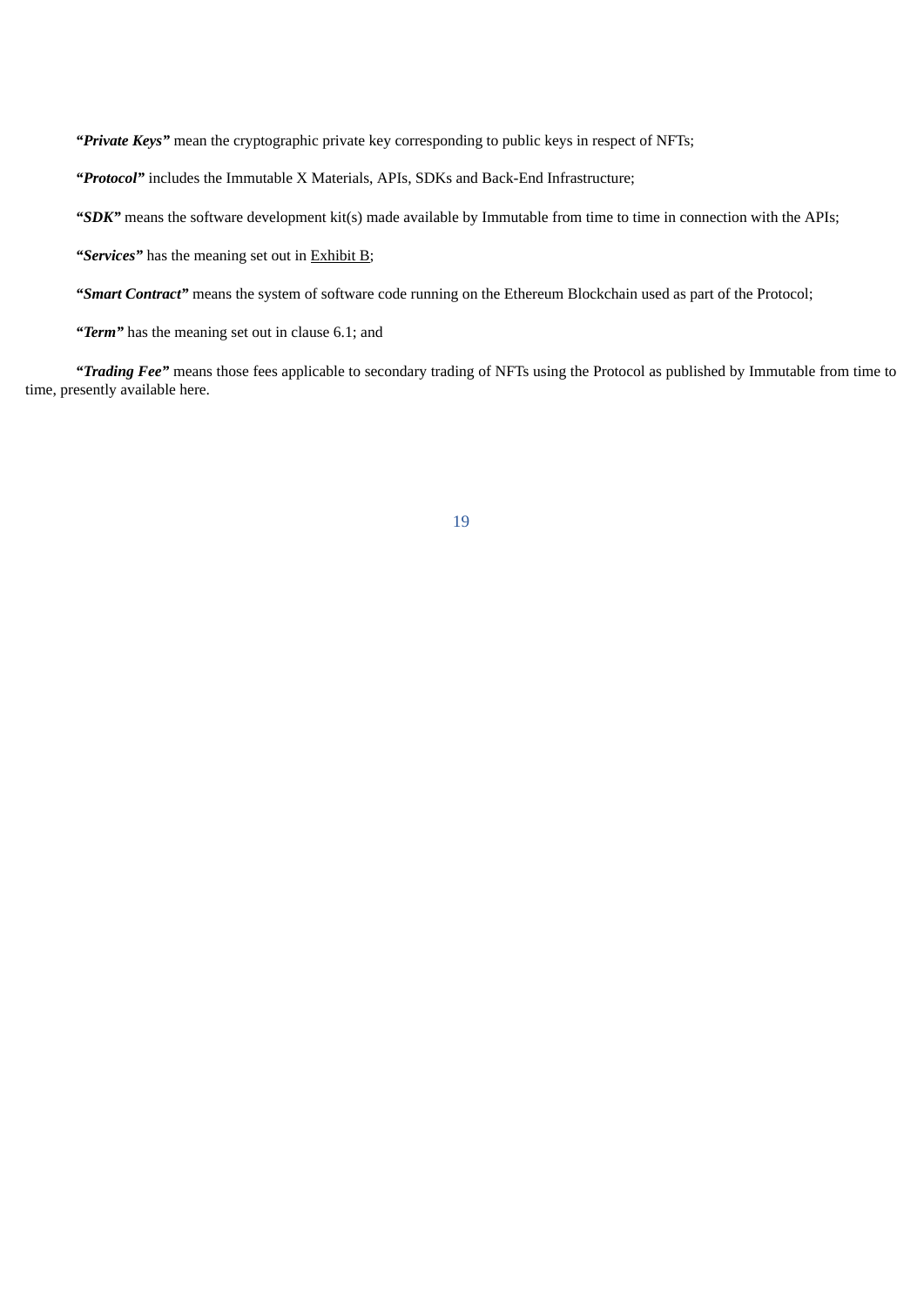**"*Private Keys*"** mean the cryptographic private key corresponding to public keys in respect of NFTs;

**"*Protocol*"** includes the Immutable X Materials, APIs, SDKs and Back-End Infrastructure;

**"*SDK*"** means the software development kit(s) made available by Immutable from time to time in connection with the APIs;

**"*Services*"** has the meaning set out in Exhibit B;

**"*Smart Contract*"** means the system of software code running on the Ethereum Blockchain used as part of the Protocol;

**"*Term*"** has the meaning set out in clause 6.1; and

**"*Trading Fee*"** means those fees applicable to secondary trading of NFTs using the Protocol as published by Immutable from time to time, presently available here.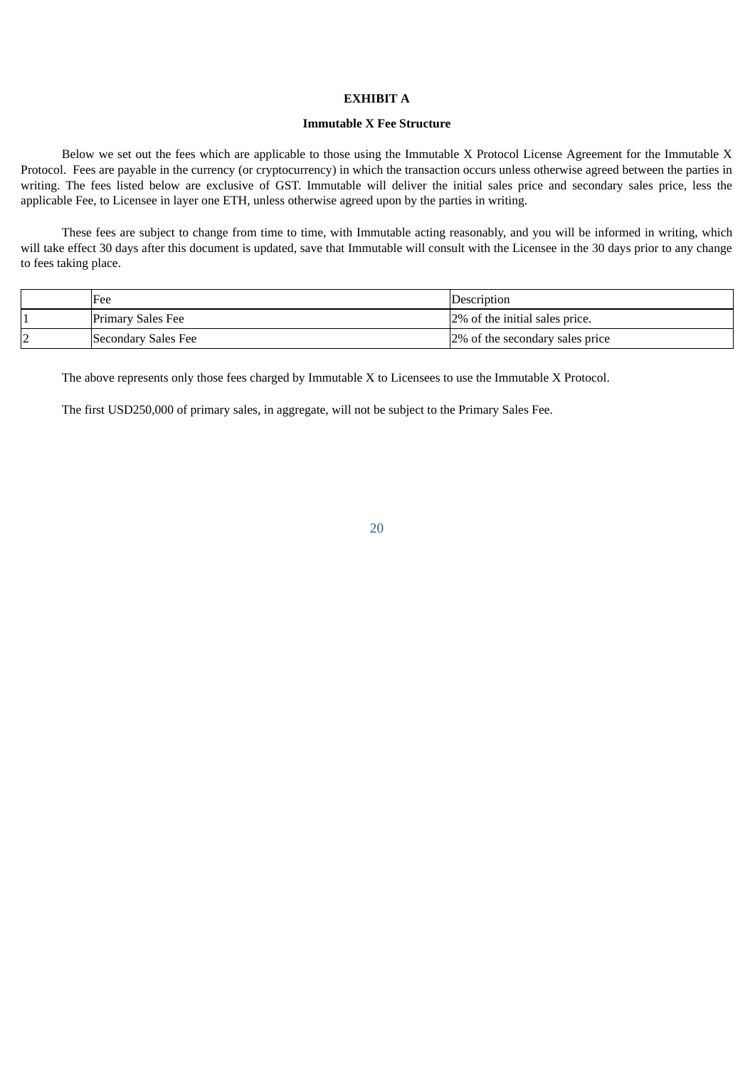# EXHIBIT A

## Immutable X Fee Structure

Below we set out the fees which are applicable to those using the Immutable X Protocol License Agreement for the Immutable X Protocol. Fees are payable in the currency (or cryptocurrency) in which the transaction occurs unless otherwise agreed between the parties in writing. The fees listed below are exclusive of GST. Immutable will deliver the initial sales price and secondary sales price, less the applicable Fee, to Licensee in layer one ETH, unless otherwise agreed upon by the parties in writing.

These fees are subject to change from time to time, with Immutable acting reasonably, and you will be informed in writing, which will take effect 30 days after this document is updated, save that Immutable will consult with the Licensee in the 30 days prior to any change to fees taking place.

| | Fee | Description |
|---|---|---|
| 1 | Primary Sales Fee | 2% of the initial sales price. |
| 2 | Secondary Sales Fee | 2% of the secondary sales price |

The above represents only those fees charged by Immutable X to Licensees to use the Immutable X Protocol.

The first USD250,000 of primary sales, in aggregate, will not be subject to the Primary Sales Fee.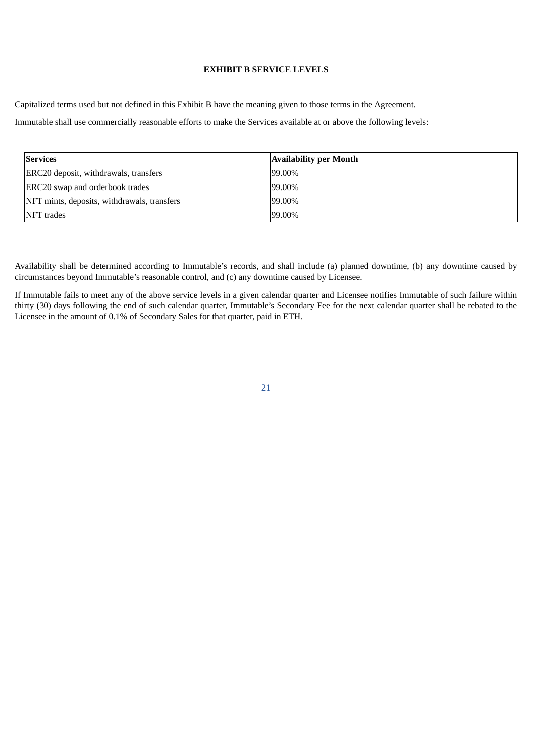# EXHIBIT B SERVICE LEVELS

Capitalized terms used but not defined in this Exhibit B have the meaning given to those terms in the Agreement.

Immutable shall use commercially reasonable efforts to make the Services available at or above the following levels:

| Services | Availability per Month |
|---|---|
| ERC20 deposit, withdrawals, transfers | 99.00% |
| ERC20 swap and orderbook trades | 99.00% |
| NFT mints, deposits, withdrawals, transfers | 99.00% |
| NFT trades | 99.00% |

Availability shall be determined according to Immutable's records, and shall include (a) planned downtime, (b) any downtime caused by circumstances beyond Immutable's reasonable control, and (c) any downtime caused by Licensee.

If Immutable fails to meet any of the above service levels in a given calendar quarter and Licensee notifies Immutable of such failure within thirty (30) days following the end of such calendar quarter, Immutable's Secondary Fee for the next calendar quarter shall be rebated to the Licensee in the amount of 0.1% of Secondary Sales for that quarter, paid in ETH.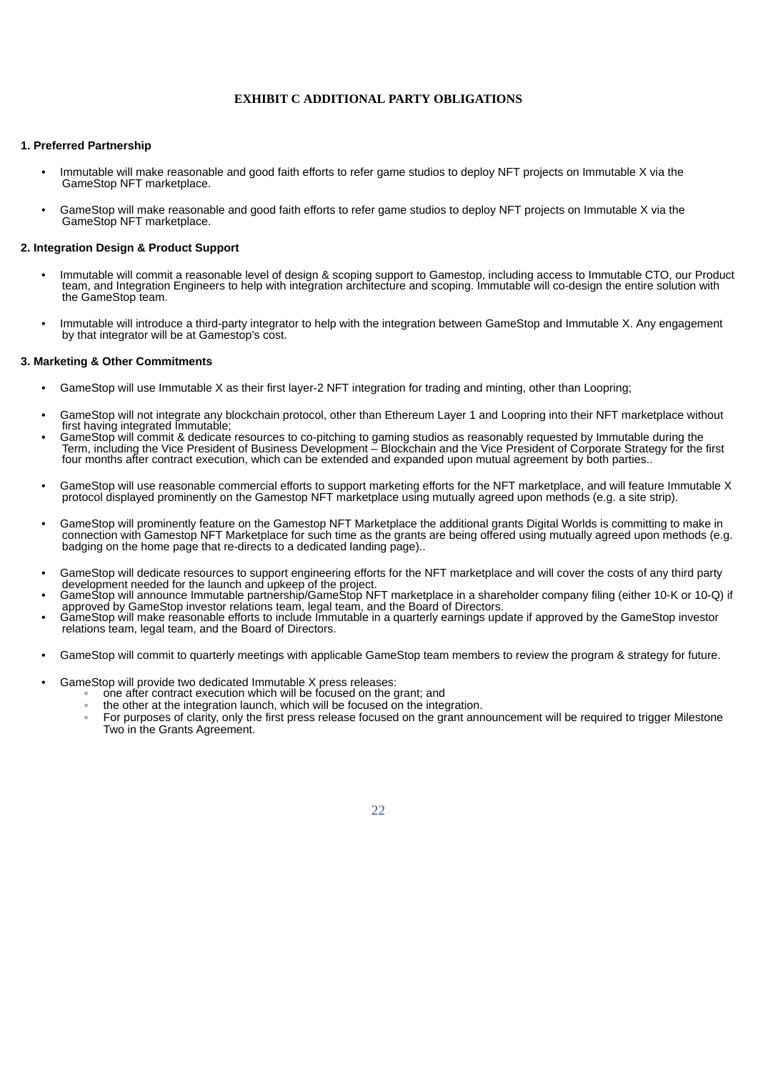# EXHIBIT C ADDITIONAL PARTY OBLIGATIONS

**1. Preferred Partnership**

- Immutable will make reasonable and good faith efforts to refer game studios to deploy NFT projects on Immutable X via the GameStop NFT marketplace.
- GameStop will make reasonable and good faith efforts to refer game studios to deploy NFT projects on Immutable X via the GameStop NFT marketplace.

**2. Integration Design & Product Support**

- Immutable will commit a reasonable level of design & scoping support to Gamestop, including access to Immutable CTO, our Product team, and Integration Engineers to help with integration architecture and scoping. Immutable will co-design the entire solution with the GameStop team.
- Immutable will introduce a third-party integrator to help with the integration between GameStop and Immutable X. Any engagement by that integrator will be at Gamestop's cost.

**3. Marketing & Other Commitments**

- GameStop will use Immutable X as their first layer-2 NFT integration for trading and minting, other than Loopring;
- GameStop will not integrate any blockchain protocol, other than Ethereum Layer 1 and Loopring into their NFT marketplace without first having integrated Immutable;
- GameStop will commit & dedicate resources to co-pitching to gaming studios as reasonably requested by Immutable during the Term, including the Vice President of Business Development – Blockchain and the Vice President of Corporate Strategy for the first four months after contract execution, which can be extended and expanded upon mutual agreement by both parties..
- GameStop will use reasonable commercial efforts to support marketing efforts for the NFT marketplace, and will feature Immutable X protocol displayed prominently on the Gamestop NFT marketplace using mutually agreed upon methods (e.g. a site strip).
- GameStop will prominently feature on the Gamestop NFT Marketplace the additional grants Digital Worlds is committing to make in connection with Gamestop NFT Marketplace for such time as the grants are being offered using mutually agreed upon methods (e.g. badging on the home page that re-directs to a dedicated landing page)..
- GameStop will dedicate resources to support engineering efforts for the NFT marketplace and will cover the costs of any third party development needed for the launch and upkeep of the project.
- GameStop will announce Immutable partnership/GameStop NFT marketplace in a shareholder company filing (either 10-K or 10-Q) if approved by GameStop investor relations team, legal team, and the Board of Directors.
- GameStop will make reasonable efforts to include Immutable in a quarterly earnings update if approved by the GameStop investor relations team, legal team, and the Board of Directors.
- GameStop will commit to quarterly meetings with applicable GameStop team members to review the program & strategy for future.
- GameStop will provide two dedicated Immutable X press releases:
  - one after contract execution which will be focused on the grant; and
  - the other at the integration launch, which will be focused on the integration.
  - For purposes of clarity, only the first press release focused on the grant announcement will be required to trigger Milestone Two in the Grants Agreement.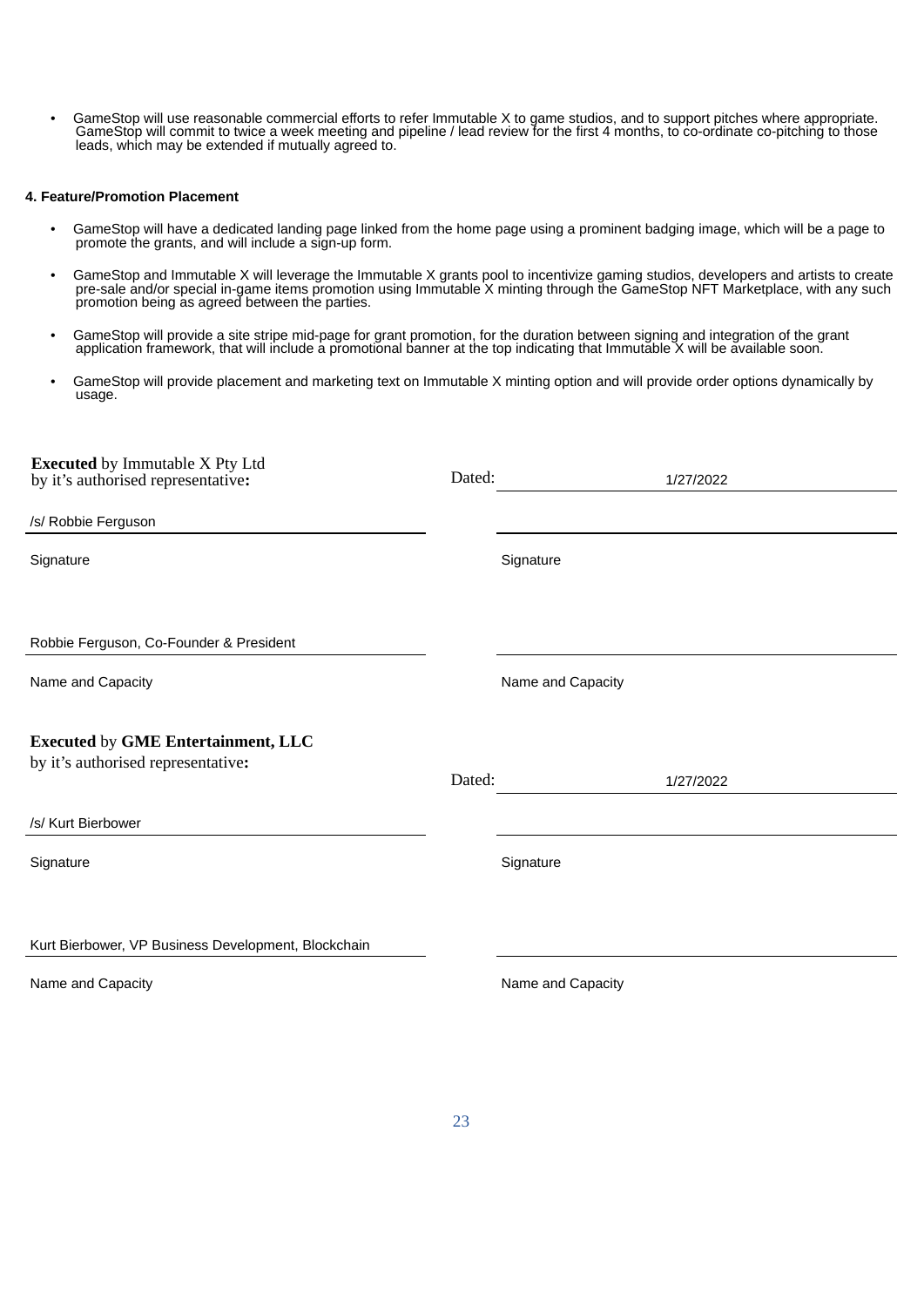- GameStop will use reasonable commercial efforts to refer Immutable X to game studios, and to support pitches where appropriate. GameStop will commit to twice a week meeting and pipeline / lead review for the first 4 months, to co-ordinate co-pitching to those leads, which may be extended if mutually agreed to.

**4. Feature/Promotion Placement**

- GameStop will have a dedicated landing page linked from the home page using a prominent badging image, which will be a page to promote the grants, and will include a sign-up form.
- GameStop and Immutable X will leverage the Immutable X grants pool to incentivize gaming studios, developers and artists to create pre-sale and/or special in-game items promotion using Immutable X minting through the GameStop NFT Marketplace, with any such promotion being as agreed between the parties.
- GameStop will provide a site stripe mid-page for grant promotion, for the duration between signing and integration of the grant application framework, that will include a promotional banner at the top indicating that Immutable X will be available soon.
- GameStop will provide placement and marketing text on Immutable X minting option and will provide order options dynamically by usage.

**Executed** by Immutable X Pty Ltd
by it's authorised representative**:**

Dated: 1/27/2022

/s/ Robbie Ferguson

Signature

Signature

Robbie Ferguson, Co-Founder & President

Name and Capacity

Name and Capacity

**Executed** by **GME Entertainment, LLC**
by it's authorised representative**:**

Dated: 1/27/2022

/s/ Kurt Bierbower

Signature

Signature

Kurt Bierbower, VP Business Development, Blockchain

Name and Capacity

Name and Capacity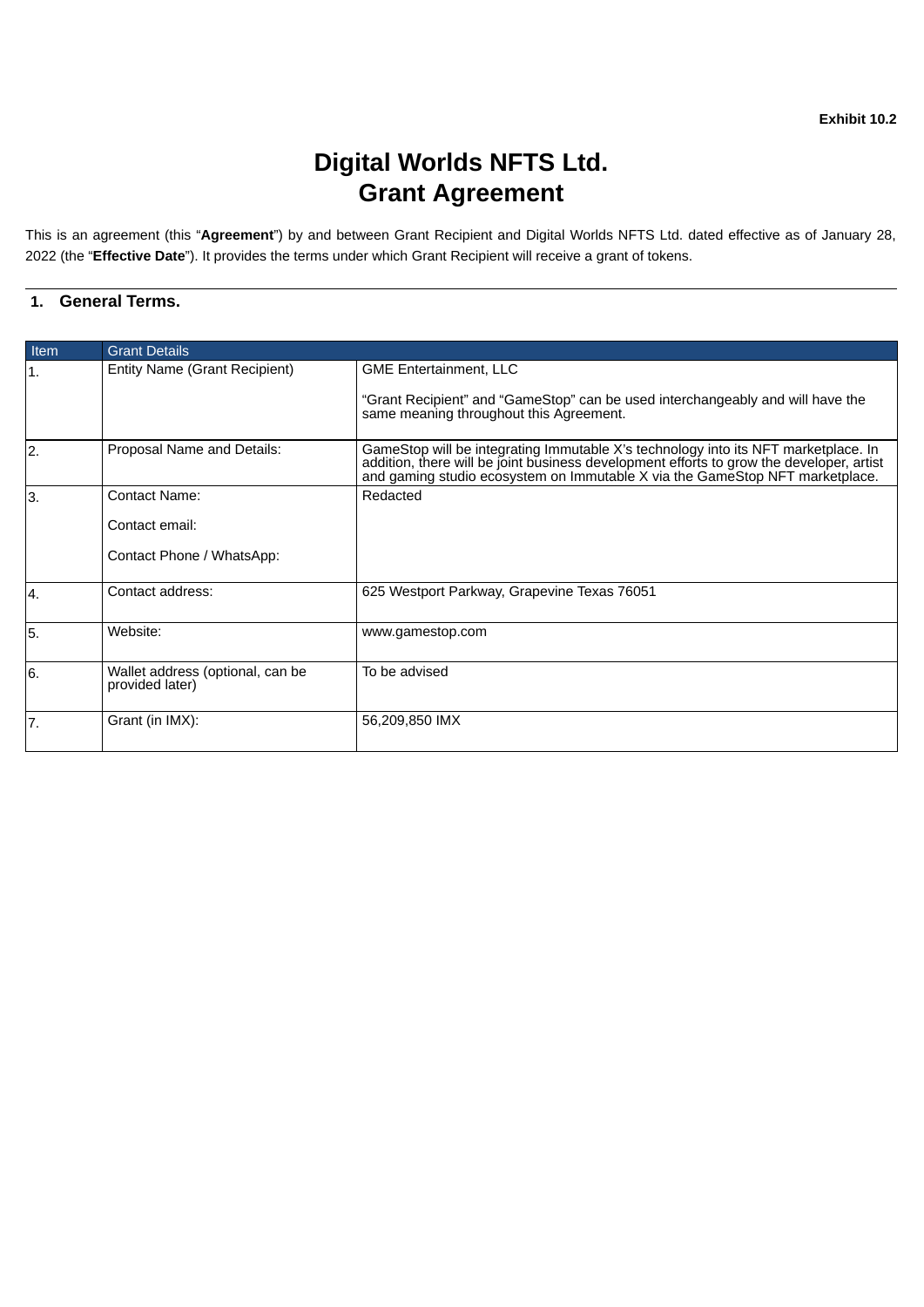**Exhibit 10.2**

# Digital Worlds NFTS Ltd.
# Grant Agreement

This is an agreement (this "**Agreement**") by and between Grant Recipient and Digital Worlds NFTS Ltd. dated effective as of January 28, 2022 (the "**Effective Date**"). It provides the terms under which Grant Recipient will receive a grant of tokens.

## 1. General Terms.

| Item | Grant Details | |
|---|---|---|
| 1. | Entity Name (Grant Recipient) | GME Entertainment, LLC<br><br>"Grant Recipient" and "GameStop" can be used interchangeably and will have the same meaning throughout this Agreement. |
| 2. | Proposal Name and Details: | GameStop will be integrating Immutable X's technology into its NFT marketplace. In addition, there will be joint business development efforts to grow the developer, artist and gaming studio ecosystem on Immutable X via the GameStop NFT marketplace. |
| 3. | Contact Name:<br><br>Contact email:<br><br>Contact Phone / WhatsApp: | Redacted |
| 4. | Contact address: | 625 Westport Parkway, Grapevine Texas 76051 |
| 5. | Website: | www.gamestop.com |
| 6. | Wallet address (optional, can be provided later) | To be advised |
| 7. | Grant (in IMX): | 56,209,850 IMX |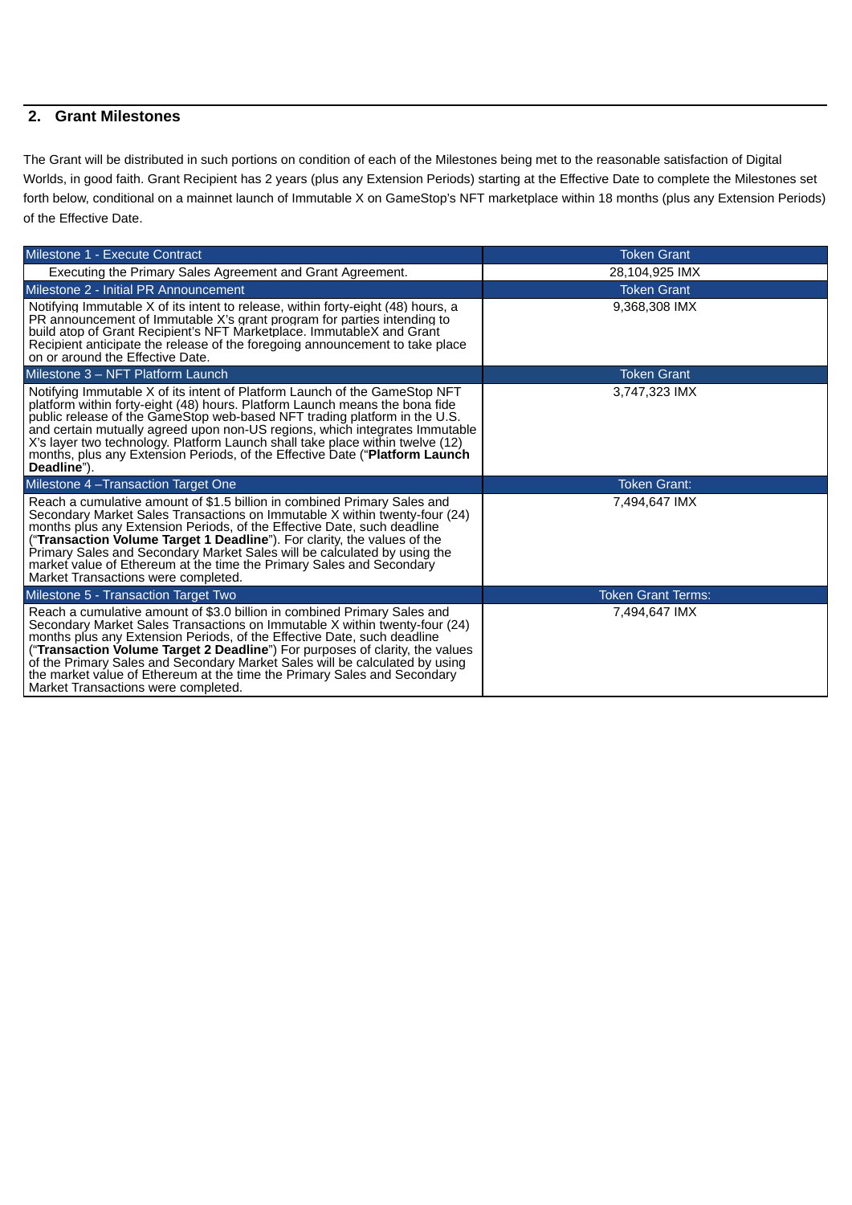## 2. Grant Milestones

The Grant will be distributed in such portions on condition of each of the Milestones being met to the reasonable satisfaction of Digital Worlds, in good faith. Grant Recipient has 2 years (plus any Extension Periods) starting at the Effective Date to complete the Milestones set forth below, conditional on a mainnet launch of Immutable X on GameStop's NFT marketplace within 18 months (plus any Extension Periods) of the Effective Date.

| Milestone 1 - Execute Contract | Token Grant |
|---|---|
| Executing the Primary Sales Agreement and Grant Agreement. | 28,104,925 IMX |
| **Milestone 2 - Initial PR Announcement** | **Token Grant** |
| Notifying Immutable X of its intent to release, within forty-eight (48) hours, a PR announcement of Immutable X's grant program for parties intending to build atop of Grant Recipient's NFT Marketplace. ImmutableX and Grant Recipient anticipate the release of the foregoing announcement to take place on or around the Effective Date. | 9,368,308 IMX |
| **Milestone 3 – NFT Platform Launch** | **Token Grant** |
| Notifying Immutable X of its intent of Platform Launch of the GameStop NFT platform within forty-eight (48) hours. Platform Launch means the bona fide public release of the GameStop web-based NFT trading platform in the U.S. and certain mutually agreed upon non-US regions, which integrates Immutable X's layer two technology. Platform Launch shall take place within twelve (12) months, plus any Extension Periods, of the Effective Date ("**Platform Launch Deadline**"). | 3,747,323 IMX |
| **Milestone 4 –Transaction Target One** | **Token Grant:** |
| Reach a cumulative amount of $1.5 billion in combined Primary Sales and Secondary Market Sales Transactions on Immutable X within twenty-four (24) months plus any Extension Periods, of the Effective Date, such deadline ("**Transaction Volume Target 1 Deadline**"). For clarity, the values of the Primary Sales and Secondary Market Sales will be calculated by using the market value of Ethereum at the time the Primary Sales and Secondary Market Transactions were completed. | 7,494,647 IMX |
| **Milestone 5 - Transaction Target Two** | **Token Grant Terms:** |
| Reach a cumulative amount of $3.0 billion in combined Primary Sales and Secondary Market Sales Transactions on Immutable X within twenty-four (24) months plus any Extension Periods, of the Effective Date, such deadline ("**Transaction Volume Target 2 Deadline**") For purposes of clarity, the values of the Primary Sales and Secondary Market Sales will be calculated by using the market value of Ethereum at the time the Primary Sales and Secondary Market Transactions were completed. | 7,494,647 IMX |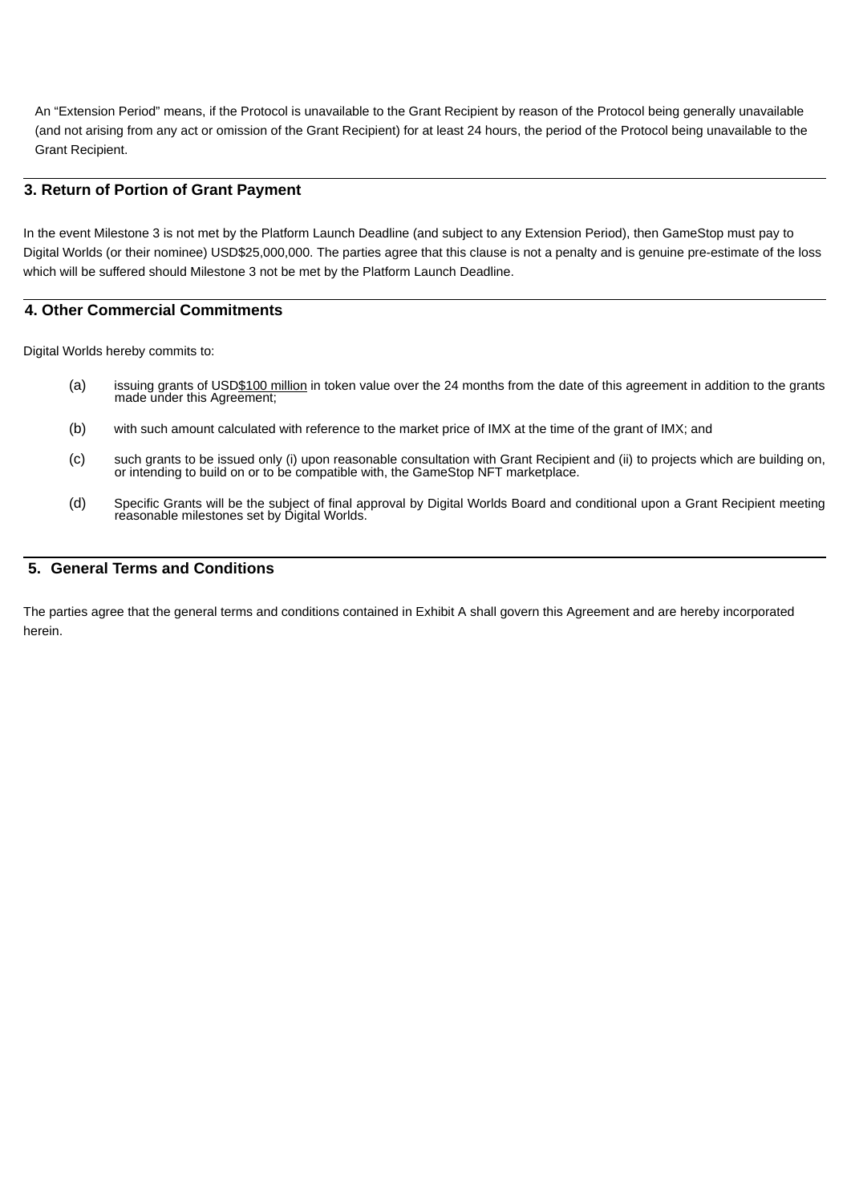An “Extension Period” means, if the Protocol is unavailable to the Grant Recipient by reason of the Protocol being generally unavailable (and not arising from any act or omission of the Grant Recipient) for at least 24 hours, the period of the Protocol being unavailable to the Grant Recipient.

## 3. Return of Portion of Grant Payment

In the event Milestone 3 is not met by the Platform Launch Deadline (and subject to any Extension Period), then GameStop must pay to Digital Worlds (or their nominee) USD$25,000,000. The parties agree that this clause is not a penalty and is genuine pre-estimate of the loss which will be suffered should Milestone 3 not be met by the Platform Launch Deadline.

## 4. Other Commercial Commitments

Digital Worlds hereby commits to:

(a) issuing grants of USD$100 million in token value over the 24 months from the date of this agreement in addition to the grants made under this Agreement;

(b) with such amount calculated with reference to the market price of IMX at the time of the grant of IMX; and

(c) such grants to be issued only (i) upon reasonable consultation with Grant Recipient and (ii) to projects which are building on, or intending to build on or to be compatible with, the GameStop NFT marketplace.

(d) Specific Grants will be the subject of final approval by Digital Worlds Board and conditional upon a Grant Recipient meeting reasonable milestones set by Digital Worlds.

## 5. General Terms and Conditions

The parties agree that the general terms and conditions contained in Exhibit A shall govern this Agreement and are hereby incorporated herein.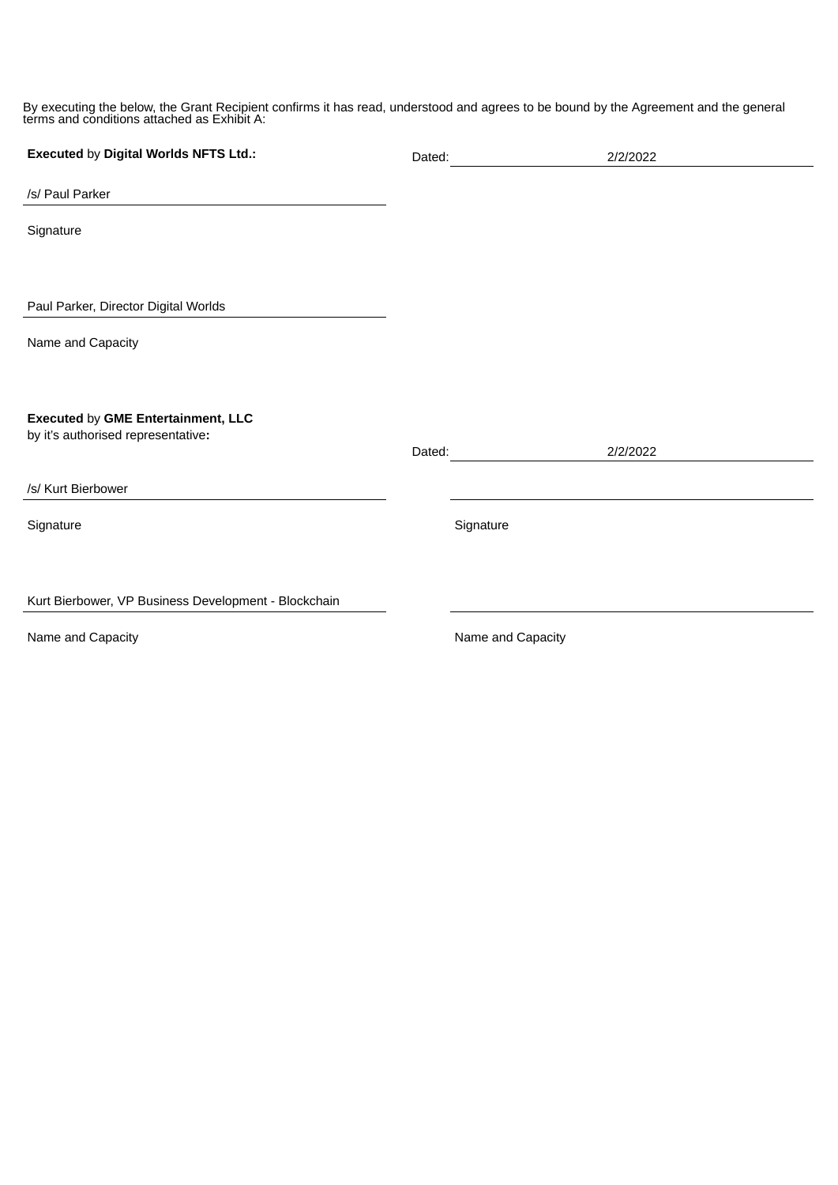By executing the below, the Grant Recipient confirms it has read, understood and agrees to be bound by the Agreement and the general terms and conditions attached as Exhibit A:

**Executed** by **Digital Worlds NFTS Ltd.:**

Dated: 2/2/2022

/s/ Paul Parker

Signature

Paul Parker, Director Digital Worlds

Name and Capacity

**Executed** by **GME Entertainment, LLC**
by it's authorised representative**:**

Dated: 2/2/2022

/s/ Kurt Bierbower

Signature

Kurt Bierbower, VP Business Development - Blockchain

Name and Capacity

______________________________

Signature

______________________________

Name and Capacity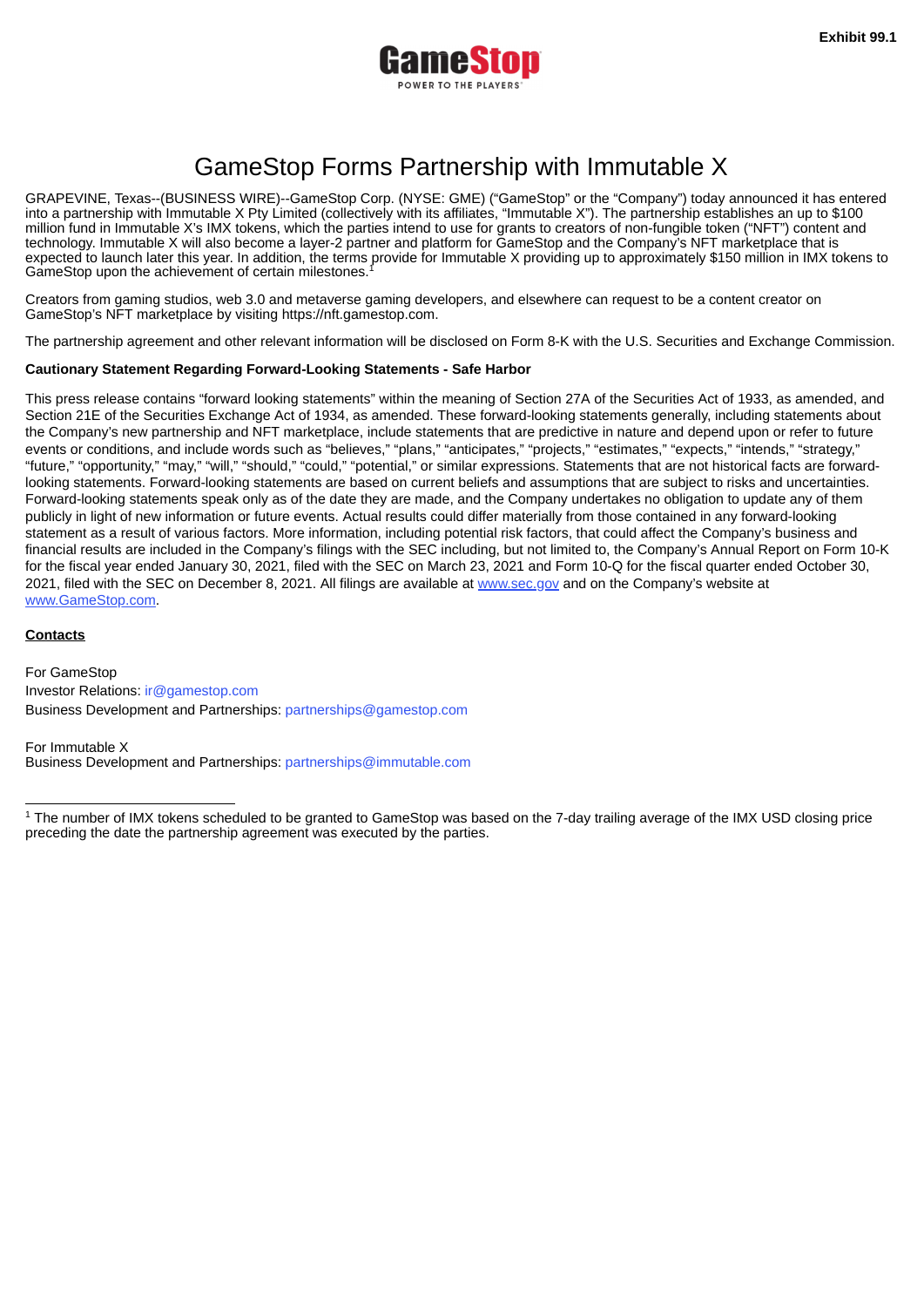Exhibit 99.1

GameStop
POWER TO THE PLAYERS

# GameStop Forms Partnership with Immutable X

GRAPEVINE, Texas--(BUSINESS WIRE)--GameStop Corp. (NYSE: GME) ("GameStop" or the "Company") today announced it has entered into a partnership with Immutable X Pty Limited (collectively with its affiliates, "Immutable X"). The partnership establishes an up to $100 million fund in Immutable X's IMX tokens, which the parties intend to use for grants to creators of non-fungible token ("NFT") content and technology. Immutable X will also become a layer-2 partner and platform for GameStop and the Company's NFT marketplace that is expected to launch later this year. In addition, the terms provide for Immutable X providing up to approximately $150 million in IMX tokens to GameStop upon the achievement of certain milestones.[1]

Creators from gaming studios, web 3.0 and metaverse gaming developers, and elsewhere can request to be a content creator on GameStop's NFT marketplace by visiting https://nft.gamestop.com.

The partnership agreement and other relevant information will be disclosed on Form 8-K with the U.S. Securities and Exchange Commission.

**Cautionary Statement Regarding Forward-Looking Statements - Safe Harbor**

This press release contains "forward looking statements" within the meaning of Section 27A of the Securities Act of 1933, as amended, and Section 21E of the Securities Exchange Act of 1934, as amended. These forward-looking statements generally, including statements about the Company's new partnership and NFT marketplace, include statements that are predictive in nature and depend upon or refer to future events or conditions, and include words such as "believes," "plans," "anticipates," "projects," "estimates," "expects," "intends," "strategy," "future," "opportunity," "may," "will," "should," "could," "potential," or similar expressions. Statements that are not historical facts are forward-looking statements. Forward-looking statements are based on current beliefs and assumptions that are subject to risks and uncertainties. Forward-looking statements speak only as of the date they are made, and the Company undertakes no obligation to update any of them publicly in light of new information or future events. Actual results could differ materially from those contained in any forward-looking statement as a result of various factors. More information, including potential risk factors, that could affect the Company's business and financial results are included in the Company's filings with the SEC including, but not limited to, the Company's Annual Report on Form 10-K for the fiscal year ended January 30, 2021, filed with the SEC on March 23, 2021 and Form 10-Q for the fiscal quarter ended October 30, 2021, filed with the SEC on December 8, 2021. All filings are available at www.sec.gov and on the Company's website at www.GameStop.com.

**Contacts**

For GameStop
Investor Relations: ir@gamestop.com
Business Development and Partnerships: partnerships@gamestop.com

For Immutable X
Business Development and Partnerships: partnerships@immutable.com

---

[1] The number of IMX tokens scheduled to be granted to GameStop was based on the 7-day trailing average of the IMX USD closing price preceding the date the partnership agreement was executed by the parties.